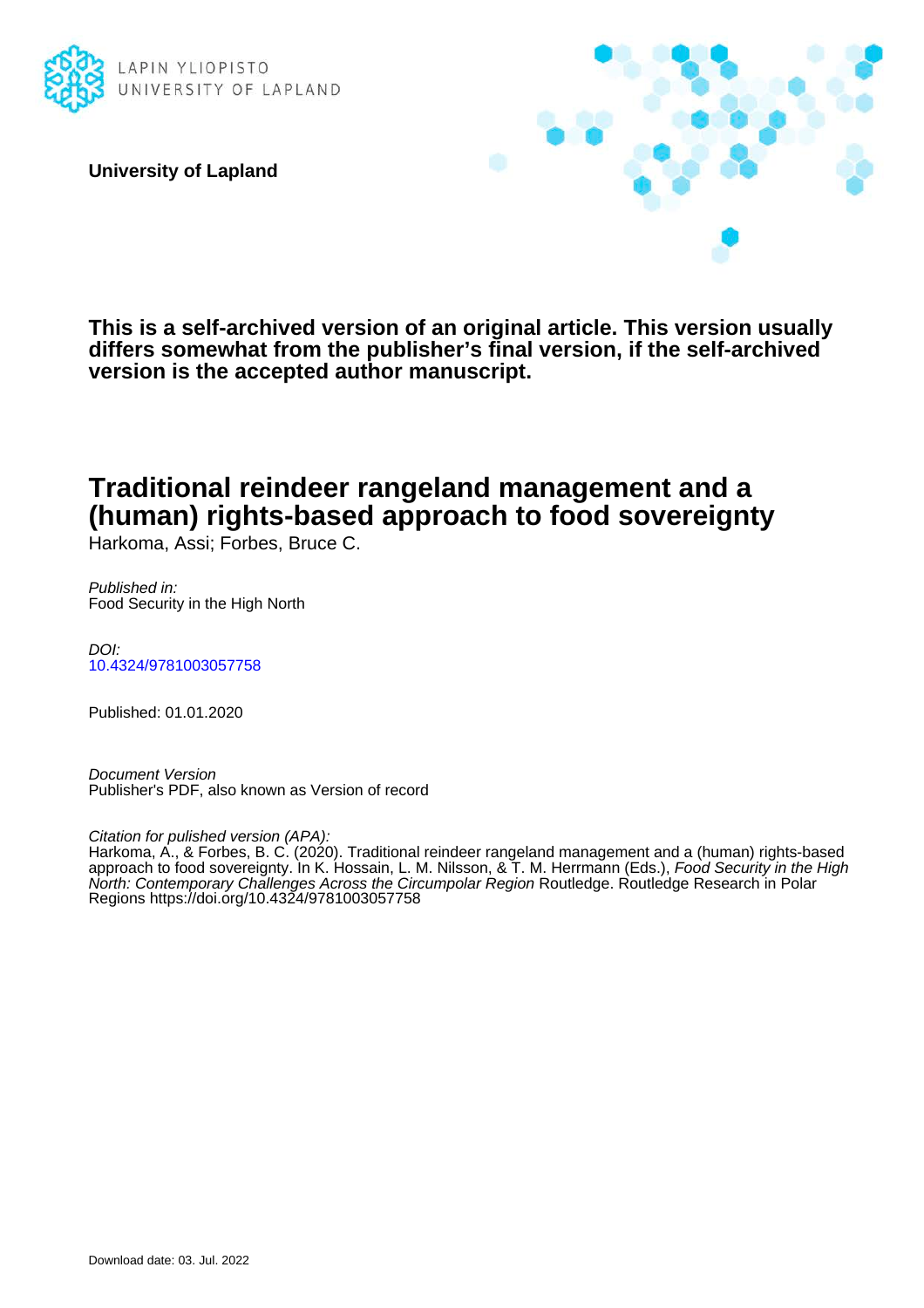LAPIN YLIOPISTO
UNIVERSITY OF LAPLAND

**University of Lapland**

**This is a self-archived version of an original article. This version usually differs somewhat from the publisher's final version, if the self-archived version is the accepted author manuscript.**

# Traditional reindeer rangeland management and a (human) rights-based approach to food sovereignty

Harkoma, Assi; Forbes, Bruce C.

*Published in:*
Food Security in the High North

*DOI:*
10.4324/9781003057758

Published: 01.01.2020

*Document Version*
Publisher's PDF, also known as Version of record

*Citation for pulished version (APA):*
Harkoma, A., & Forbes, B. C. (2020). Traditional reindeer rangeland management and a (human) rights-based approach to food sovereignty. In K. Hossain, L. M. Nilsson, & T. M. Herrmann (Eds.), *Food Security in the High North: Contemporary Challenges Across the Circumpolar Region* Routledge. Routledge Research in Polar Regions https://doi.org/10.4324/9781003057758

Download date: 03. Jul. 2022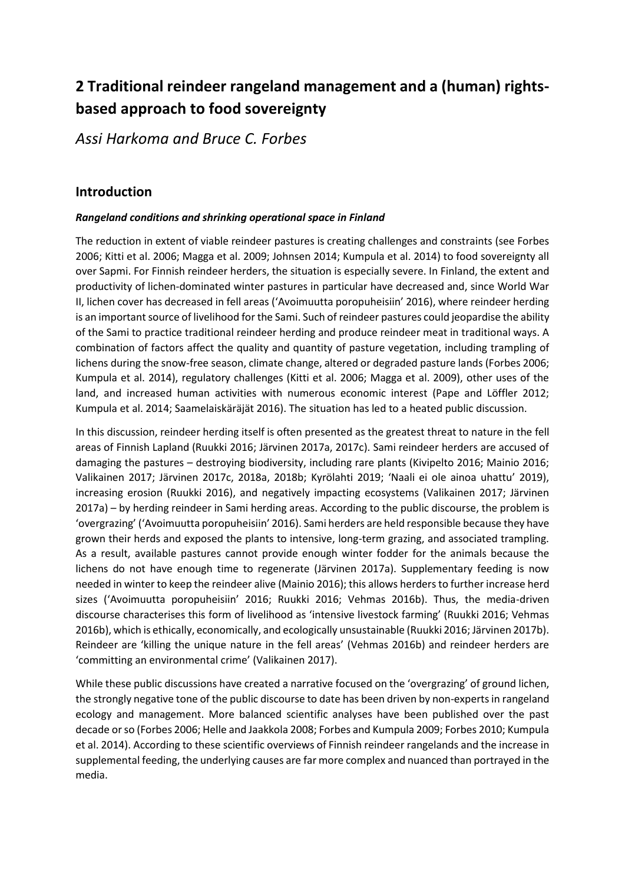# 2 Traditional reindeer rangeland management and a (human) rights-based approach to food sovereignty

*Assi Harkoma and Bruce C. Forbes*

## Introduction

***Rangeland conditions and shrinking operational space in Finland***

The reduction in extent of viable reindeer pastures is creating challenges and constraints (see Forbes 2006; Kitti et al. 2006; Magga et al. 2009; Johnsen 2014; Kumpula et al. 2014) to food sovereignty all over Sapmi. For Finnish reindeer herders, the situation is especially severe. In Finland, the extent and productivity of lichen-dominated winter pastures in particular have decreased and, since World War II, lichen cover has decreased in fell areas ('Avoimuutta poropuheisiin' 2016), where reindeer herding is an important source of livelihood for the Sami. Such of reindeer pastures could jeopardise the ability of the Sami to practice traditional reindeer herding and produce reindeer meat in traditional ways. A combination of factors affect the quality and quantity of pasture vegetation, including trampling of lichens during the snow-free season, climate change, altered or degraded pasture lands (Forbes 2006; Kumpula et al. 2014), regulatory challenges (Kitti et al. 2006; Magga et al. 2009), other uses of the land, and increased human activities with numerous economic interest (Pape and Löffler 2012; Kumpula et al. 2014; Saamelaiskäräjät 2016). The situation has led to a heated public discussion.

In this discussion, reindeer herding itself is often presented as the greatest threat to nature in the fell areas of Finnish Lapland (Ruukki 2016; Järvinen 2017a, 2017c). Sami reindeer herders are accused of damaging the pastures – destroying biodiversity, including rare plants (Kivipelto 2016; Mainio 2016; Valikainen 2017; Järvinen 2017c, 2018a, 2018b; Kyrölahti 2019; 'Naali ei ole ainoa uhattu' 2019), increasing erosion (Ruukki 2016), and negatively impacting ecosystems (Valikainen 2017; Järvinen 2017a) – by herding reindeer in Sami herding areas. According to the public discourse, the problem is 'overgrazing' ('Avoimuutta poropuheisiin' 2016). Sami herders are held responsible because they have grown their herds and exposed the plants to intensive, long-term grazing, and associated trampling. As a result, available pastures cannot provide enough winter fodder for the animals because the lichens do not have enough time to regenerate (Järvinen 2017a). Supplementary feeding is now needed in winter to keep the reindeer alive (Mainio 2016); this allows herders to further increase herd sizes ('Avoimuutta poropuheisiin' 2016; Ruukki 2016; Vehmas 2016b). Thus, the media-driven discourse characterises this form of livelihood as 'intensive livestock farming' (Ruukki 2016; Vehmas 2016b), which is ethically, economically, and ecologically unsustainable (Ruukki 2016; Järvinen 2017b). Reindeer are 'killing the unique nature in the fell areas' (Vehmas 2016b) and reindeer herders are 'committing an environmental crime' (Valikainen 2017).

While these public discussions have created a narrative focused on the 'overgrazing' of ground lichen, the strongly negative tone of the public discourse to date has been driven by non-experts in rangeland ecology and management. More balanced scientific analyses have been published over the past decade or so (Forbes 2006; Helle and Jaakkola 2008; Forbes and Kumpula 2009; Forbes 2010; Kumpula et al. 2014). According to these scientific overviews of Finnish reindeer rangelands and the increase in supplemental feeding, the underlying causes are far more complex and nuanced than portrayed in the media.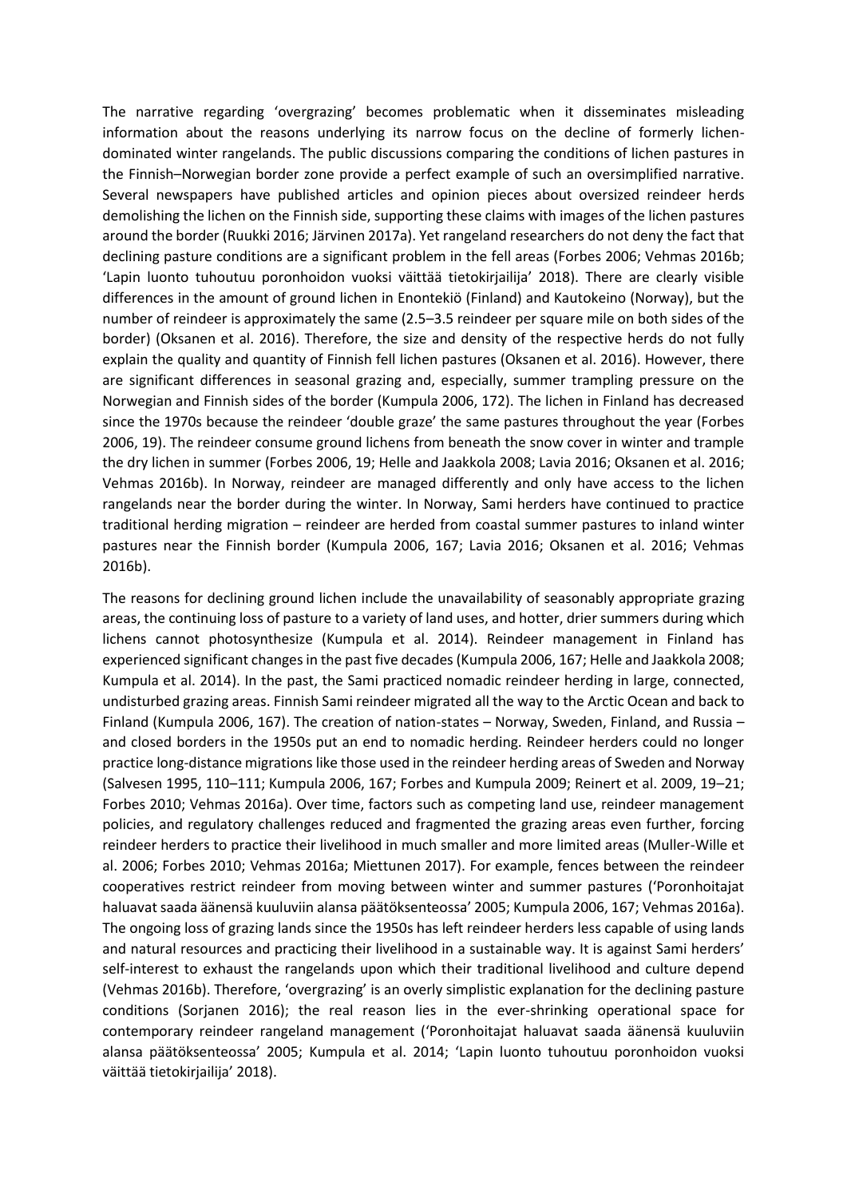The narrative regarding 'overgrazing' becomes problematic when it disseminates misleading information about the reasons underlying its narrow focus on the decline of formerly lichen-dominated winter rangelands. The public discussions comparing the conditions of lichen pastures in the Finnish–Norwegian border zone provide a perfect example of such an oversimplified narrative. Several newspapers have published articles and opinion pieces about oversized reindeer herds demolishing the lichen on the Finnish side, supporting these claims with images of the lichen pastures around the border (Ruukki 2016; Järvinen 2017a). Yet rangeland researchers do not deny the fact that declining pasture conditions are a significant problem in the fell areas (Forbes 2006; Vehmas 2016b; 'Lapin luonto tuhoutuu poronhoidon vuoksi väittää tietokirjailija' 2018). There are clearly visible differences in the amount of ground lichen in Enontekiö (Finland) and Kautokeino (Norway), but the number of reindeer is approximately the same (2.5–3.5 reindeer per square mile on both sides of the border) (Oksanen et al. 2016). Therefore, the size and density of the respective herds do not fully explain the quality and quantity of Finnish fell lichen pastures (Oksanen et al. 2016). However, there are significant differences in seasonal grazing and, especially, summer trampling pressure on the Norwegian and Finnish sides of the border (Kumpula 2006, 172). The lichen in Finland has decreased since the 1970s because the reindeer 'double graze' the same pastures throughout the year (Forbes 2006, 19). The reindeer consume ground lichens from beneath the snow cover in winter and trample the dry lichen in summer (Forbes 2006, 19; Helle and Jaakkola 2008; Lavia 2016; Oksanen et al. 2016; Vehmas 2016b). In Norway, reindeer are managed differently and only have access to the lichen rangelands near the border during the winter. In Norway, Sami herders have continued to practice traditional herding migration – reindeer are herded from coastal summer pastures to inland winter pastures near the Finnish border (Kumpula 2006, 167; Lavia 2016; Oksanen et al. 2016; Vehmas 2016b).

The reasons for declining ground lichen include the unavailability of seasonably appropriate grazing areas, the continuing loss of pasture to a variety of land uses, and hotter, drier summers during which lichens cannot photosynthesize (Kumpula et al. 2014). Reindeer management in Finland has experienced significant changes in the past five decades (Kumpula 2006, 167; Helle and Jaakkola 2008; Kumpula et al. 2014). In the past, the Sami practiced nomadic reindeer herding in large, connected, undisturbed grazing areas. Finnish Sami reindeer migrated all the way to the Arctic Ocean and back to Finland (Kumpula 2006, 167). The creation of nation-states – Norway, Sweden, Finland, and Russia – and closed borders in the 1950s put an end to nomadic herding. Reindeer herders could no longer practice long-distance migrations like those used in the reindeer herding areas of Sweden and Norway (Salvesen 1995, 110–111; Kumpula 2006, 167; Forbes and Kumpula 2009; Reinert et al. 2009, 19–21; Forbes 2010; Vehmas 2016a). Over time, factors such as competing land use, reindeer management policies, and regulatory challenges reduced and fragmented the grazing areas even further, forcing reindeer herders to practice their livelihood in much smaller and more limited areas (Muller-Wille et al. 2006; Forbes 2010; Vehmas 2016a; Miettunen 2017). For example, fences between the reindeer cooperatives restrict reindeer from moving between winter and summer pastures ('Poronhoitajat haluavat saada äänensä kuuluviin alansa päätöksenteossa' 2005; Kumpula 2006, 167; Vehmas 2016a). The ongoing loss of grazing lands since the 1950s has left reindeer herders less capable of using lands and natural resources and practicing their livelihood in a sustainable way. It is against Sami herders' self-interest to exhaust the rangelands upon which their traditional livelihood and culture depend (Vehmas 2016b). Therefore, 'overgrazing' is an overly simplistic explanation for the declining pasture conditions (Sorjanen 2016); the real reason lies in the ever-shrinking operational space for contemporary reindeer rangeland management ('Poronhoitajat haluavat saada äänensä kuuluviin alansa päätöksenteossa' 2005; Kumpula et al. 2014; 'Lapin luonto tuhoutuu poronhoidon vuoksi väittää tietokirjailija' 2018).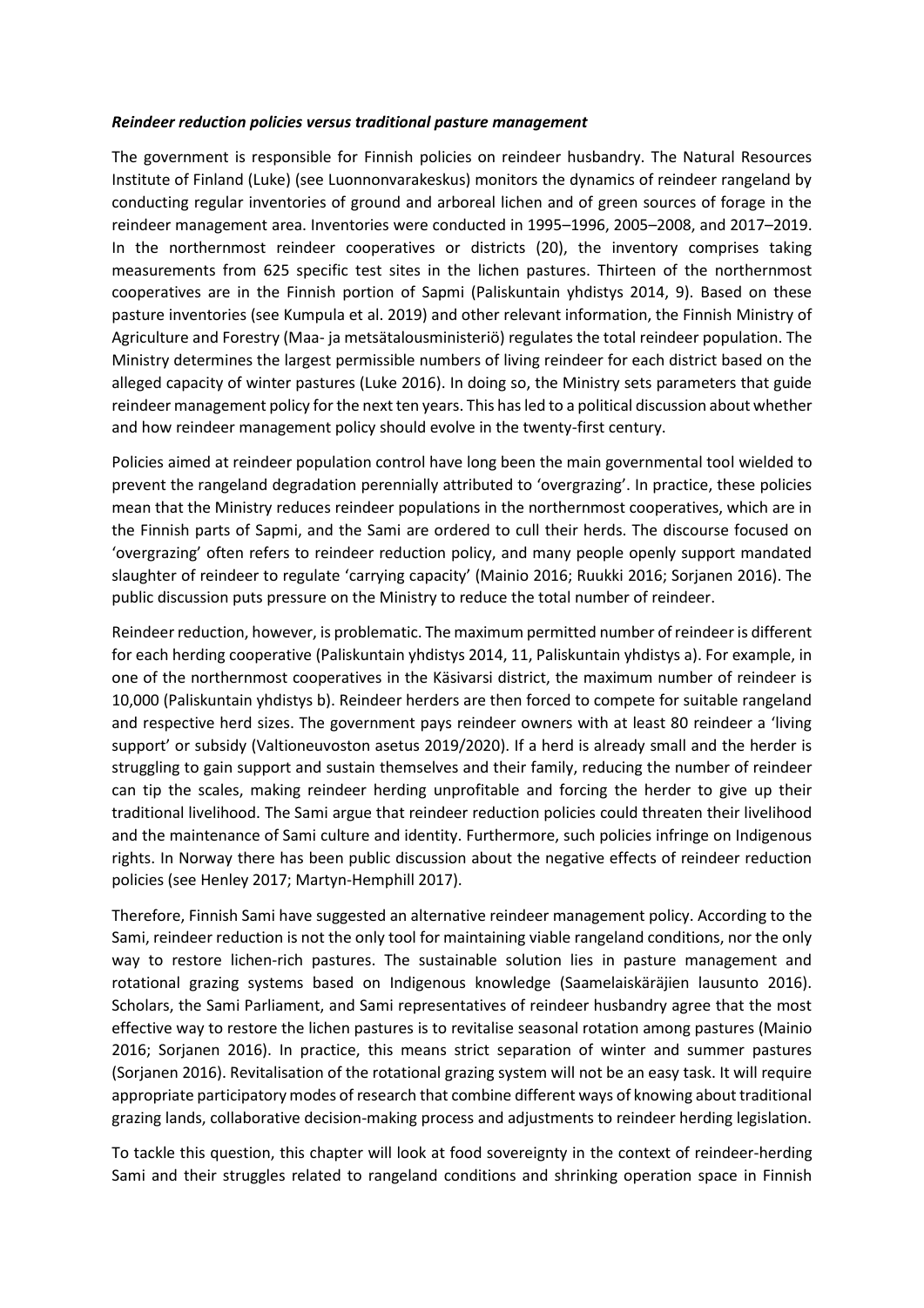***Reindeer reduction policies versus traditional pasture management***

The government is responsible for Finnish policies on reindeer husbandry. The Natural Resources Institute of Finland (Luke) (see Luonnonvarakeskus) monitors the dynamics of reindeer rangeland by conducting regular inventories of ground and arboreal lichen and of green sources of forage in the reindeer management area. Inventories were conducted in 1995–1996, 2005–2008, and 2017–2019. In the northernmost reindeer cooperatives or districts (20), the inventory comprises taking measurements from 625 specific test sites in the lichen pastures. Thirteen of the northernmost cooperatives are in the Finnish portion of Sapmi (Paliskuntain yhdistys 2014, 9). Based on these pasture inventories (see Kumpula et al. 2019) and other relevant information, the Finnish Ministry of Agriculture and Forestry (Maa- ja metsätalousministeriö) regulates the total reindeer population. The Ministry determines the largest permissible numbers of living reindeer for each district based on the alleged capacity of winter pastures (Luke 2016). In doing so, the Ministry sets parameters that guide reindeer management policy for the next ten years. This has led to a political discussion about whether and how reindeer management policy should evolve in the twenty-first century.

Policies aimed at reindeer population control have long been the main governmental tool wielded to prevent the rangeland degradation perennially attributed to 'overgrazing'. In practice, these policies mean that the Ministry reduces reindeer populations in the northernmost cooperatives, which are in the Finnish parts of Sapmi, and the Sami are ordered to cull their herds. The discourse focused on 'overgrazing' often refers to reindeer reduction policy, and many people openly support mandated slaughter of reindeer to regulate 'carrying capacity' (Mainio 2016; Ruukki 2016; Sorjanen 2016). The public discussion puts pressure on the Ministry to reduce the total number of reindeer.

Reindeer reduction, however, is problematic. The maximum permitted number of reindeer is different for each herding cooperative (Paliskuntain yhdistys 2014, 11, Paliskuntain yhdistys a). For example, in one of the northernmost cooperatives in the Käsivarsi district, the maximum number of reindeer is 10,000 (Paliskuntain yhdistys b). Reindeer herders are then forced to compete for suitable rangeland and respective herd sizes. The government pays reindeer owners with at least 80 reindeer a 'living support' or subsidy (Valtioneuvoston asetus 2019/2020). If a herd is already small and the herder is struggling to gain support and sustain themselves and their family, reducing the number of reindeer can tip the scales, making reindeer herding unprofitable and forcing the herder to give up their traditional livelihood. The Sami argue that reindeer reduction policies could threaten their livelihood and the maintenance of Sami culture and identity. Furthermore, such policies infringe on Indigenous rights. In Norway there has been public discussion about the negative effects of reindeer reduction policies (see Henley 2017; Martyn-Hemphill 2017).

Therefore, Finnish Sami have suggested an alternative reindeer management policy. According to the Sami, reindeer reduction is not the only tool for maintaining viable rangeland conditions, nor the only way to restore lichen-rich pastures. The sustainable solution lies in pasture management and rotational grazing systems based on Indigenous knowledge (Saamelaiskäräjien lausunto 2016). Scholars, the Sami Parliament, and Sami representatives of reindeer husbandry agree that the most effective way to restore the lichen pastures is to revitalise seasonal rotation among pastures (Mainio 2016; Sorjanen 2016). In practice, this means strict separation of winter and summer pastures (Sorjanen 2016). Revitalisation of the rotational grazing system will not be an easy task. It will require appropriate participatory modes of research that combine different ways of knowing about traditional grazing lands, collaborative decision-making process and adjustments to reindeer herding legislation.

To tackle this question, this chapter will look at food sovereignty in the context of reindeer-herding Sami and their struggles related to rangeland conditions and shrinking operation space in Finnish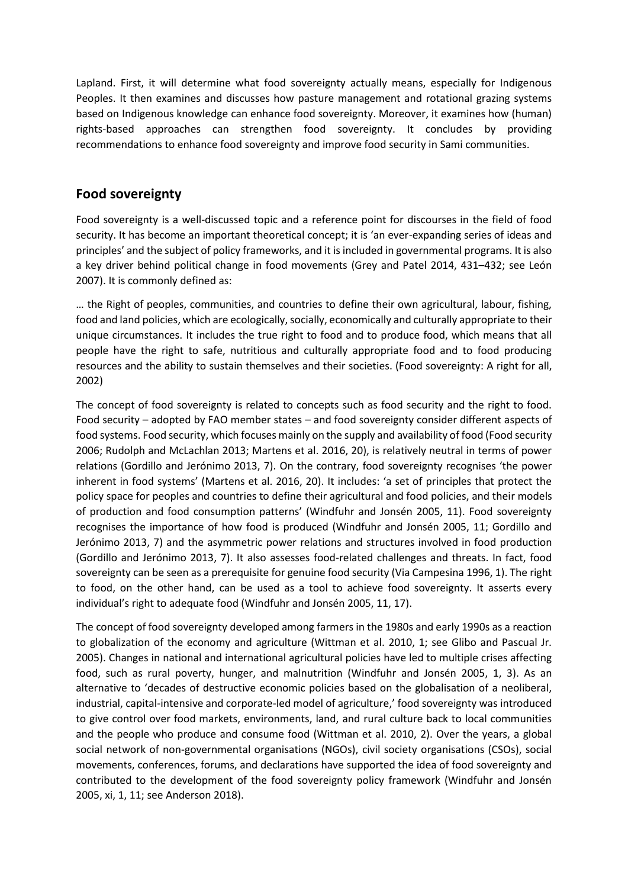Lapland. First, it will determine what food sovereignty actually means, especially for Indigenous Peoples. It then examines and discusses how pasture management and rotational grazing systems based on Indigenous knowledge can enhance food sovereignty. Moreover, it examines how (human) rights-based approaches can strengthen food sovereignty. It concludes by providing recommendations to enhance food sovereignty and improve food security in Sami communities.

## Food sovereignty

Food sovereignty is a well-discussed topic and a reference point for discourses in the field of food security. It has become an important theoretical concept; it is 'an ever-expanding series of ideas and principles' and the subject of policy frameworks, and it is included in governmental programs. It is also a key driver behind political change in food movements (Grey and Patel 2014, 431–432; see León 2007). It is commonly defined as:

… the Right of peoples, communities, and countries to define their own agricultural, labour, fishing, food and land policies, which are ecologically, socially, economically and culturally appropriate to their unique circumstances. It includes the true right to food and to produce food, which means that all people have the right to safe, nutritious and culturally appropriate food and to food producing resources and the ability to sustain themselves and their societies. (Food sovereignty: A right for all, 2002)

The concept of food sovereignty is related to concepts such as food security and the right to food. Food security – adopted by FAO member states – and food sovereignty consider different aspects of food systems. Food security, which focuses mainly on the supply and availability of food (Food security 2006; Rudolph and McLachlan 2013; Martens et al. 2016, 20), is relatively neutral in terms of power relations (Gordillo and Jerónimo 2013, 7). On the contrary, food sovereignty recognises 'the power inherent in food systems' (Martens et al. 2016, 20). It includes: 'a set of principles that protect the policy space for peoples and countries to define their agricultural and food policies, and their models of production and food consumption patterns' (Windfuhr and Jonsén 2005, 11). Food sovereignty recognises the importance of how food is produced (Windfuhr and Jonsén 2005, 11; Gordillo and Jerónimo 2013, 7) and the asymmetric power relations and structures involved in food production (Gordillo and Jerónimo 2013, 7). It also assesses food-related challenges and threats. In fact, food sovereignty can be seen as a prerequisite for genuine food security (Via Campesina 1996, 1). The right to food, on the other hand, can be used as a tool to achieve food sovereignty. It asserts every individual's right to adequate food (Windfuhr and Jonsén 2005, 11, 17).

The concept of food sovereignty developed among farmers in the 1980s and early 1990s as a reaction to globalization of the economy and agriculture (Wittman et al. 2010, 1; see Glibo and Pascual Jr. 2005). Changes in national and international agricultural policies have led to multiple crises affecting food, such as rural poverty, hunger, and malnutrition (Windfuhr and Jonsén 2005, 1, 3). As an alternative to 'decades of destructive economic policies based on the globalisation of a neoliberal, industrial, capital-intensive and corporate-led model of agriculture,' food sovereignty was introduced to give control over food markets, environments, land, and rural culture back to local communities and the people who produce and consume food (Wittman et al. 2010, 2). Over the years, a global social network of non-governmental organisations (NGOs), civil society organisations (CSOs), social movements, conferences, forums, and declarations have supported the idea of food sovereignty and contributed to the development of the food sovereignty policy framework (Windfuhr and Jonsén 2005, xi, 1, 11; see Anderson 2018).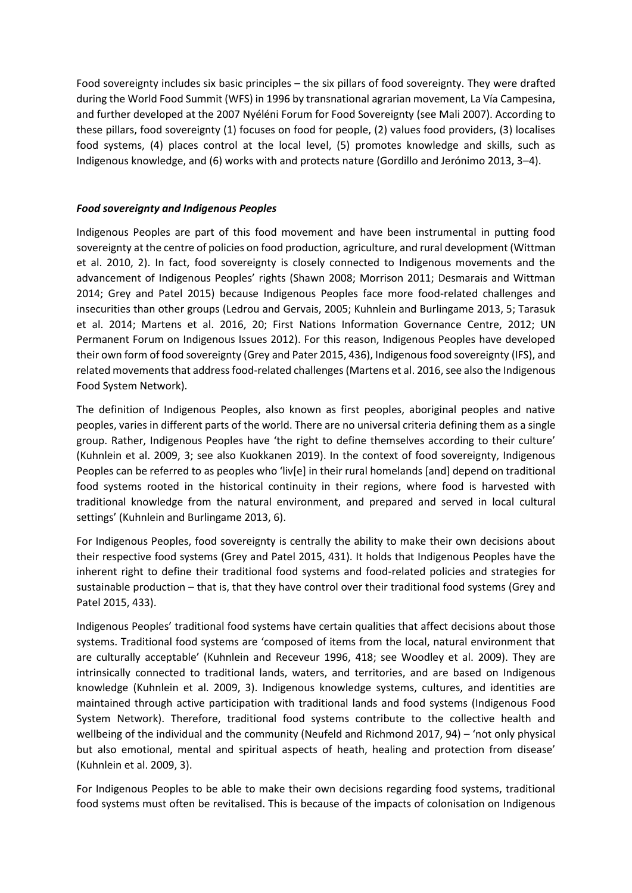Food sovereignty includes six basic principles – the six pillars of food sovereignty. They were drafted during the World Food Summit (WFS) in 1996 by transnational agrarian movement, La Vía Campesina, and further developed at the 2007 Nyéléni Forum for Food Sovereignty (see Mali 2007). According to these pillars, food sovereignty (1) focuses on food for people, (2) values food providers, (3) localises food systems, (4) places control at the local level, (5) promotes knowledge and skills, such as Indigenous knowledge, and (6) works with and protects nature (Gordillo and Jerónimo 2013, 3–4).

### ***Food sovereignty and Indigenous Peoples***

Indigenous Peoples are part of this food movement and have been instrumental in putting food sovereignty at the centre of policies on food production, agriculture, and rural development (Wittman et al. 2010, 2). In fact, food sovereignty is closely connected to Indigenous movements and the advancement of Indigenous Peoples' rights (Shawn 2008; Morrison 2011; Desmarais and Wittman 2014; Grey and Patel 2015) because Indigenous Peoples face more food-related challenges and insecurities than other groups (Ledrou and Gervais, 2005; Kuhnlein and Burlingame 2013, 5; Tarasuk et al. 2014; Martens et al. 2016, 20; First Nations Information Governance Centre, 2012; UN Permanent Forum on Indigenous Issues 2012). For this reason, Indigenous Peoples have developed their own form of food sovereignty (Grey and Pater 2015, 436), Indigenous food sovereignty (IFS), and related movements that address food-related challenges (Martens et al. 2016, see also the Indigenous Food System Network).

The definition of Indigenous Peoples, also known as first peoples, aboriginal peoples and native peoples, varies in different parts of the world. There are no universal criteria defining them as a single group. Rather, Indigenous Peoples have 'the right to define themselves according to their culture' (Kuhnlein et al. 2009, 3; see also Kuokkanen 2019). In the context of food sovereignty, Indigenous Peoples can be referred to as peoples who 'liv[e] in their rural homelands [and] depend on traditional food systems rooted in the historical continuity in their regions, where food is harvested with traditional knowledge from the natural environment, and prepared and served in local cultural settings' (Kuhnlein and Burlingame 2013, 6).

For Indigenous Peoples, food sovereignty is centrally the ability to make their own decisions about their respective food systems (Grey and Patel 2015, 431). It holds that Indigenous Peoples have the inherent right to define their traditional food systems and food-related policies and strategies for sustainable production – that is, that they have control over their traditional food systems (Grey and Patel 2015, 433).

Indigenous Peoples' traditional food systems have certain qualities that affect decisions about those systems. Traditional food systems are 'composed of items from the local, natural environment that are culturally acceptable' (Kuhnlein and Receveur 1996, 418; see Woodley et al. 2009). They are intrinsically connected to traditional lands, waters, and territories, and are based on Indigenous knowledge (Kuhnlein et al. 2009, 3). Indigenous knowledge systems, cultures, and identities are maintained through active participation with traditional lands and food systems (Indigenous Food System Network). Therefore, traditional food systems contribute to the collective health and wellbeing of the individual and the community (Neufeld and Richmond 2017, 94) – 'not only physical but also emotional, mental and spiritual aspects of heath, healing and protection from disease' (Kuhnlein et al. 2009, 3).

For Indigenous Peoples to be able to make their own decisions regarding food systems, traditional food systems must often be revitalised. This is because of the impacts of colonisation on Indigenous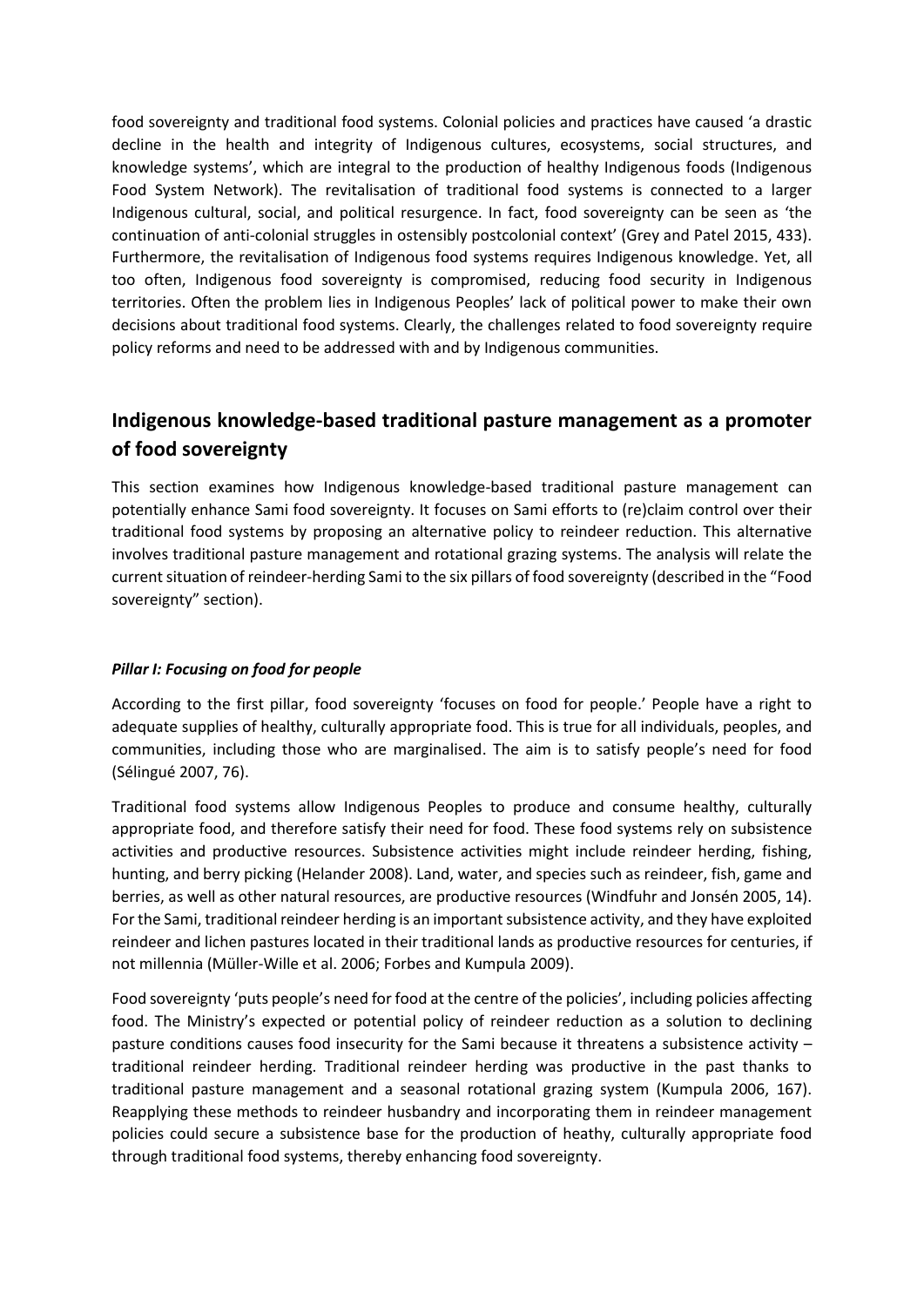food sovereignty and traditional food systems. Colonial policies and practices have caused 'a drastic decline in the health and integrity of Indigenous cultures, ecosystems, social structures, and knowledge systems', which are integral to the production of healthy Indigenous foods (Indigenous Food System Network). The revitalisation of traditional food systems is connected to a larger Indigenous cultural, social, and political resurgence. In fact, food sovereignty can be seen as 'the continuation of anti-colonial struggles in ostensibly postcolonial context' (Grey and Patel 2015, 433). Furthermore, the revitalisation of Indigenous food systems requires Indigenous knowledge. Yet, all too often, Indigenous food sovereignty is compromised, reducing food security in Indigenous territories. Often the problem lies in Indigenous Peoples' lack of political power to make their own decisions about traditional food systems. Clearly, the challenges related to food sovereignty require policy reforms and need to be addressed with and by Indigenous communities.

## Indigenous knowledge-based traditional pasture management as a promoter of food sovereignty

This section examines how Indigenous knowledge-based traditional pasture management can potentially enhance Sami food sovereignty. It focuses on Sami efforts to (re)claim control over their traditional food systems by proposing an alternative policy to reindeer reduction. This alternative involves traditional pasture management and rotational grazing systems. The analysis will relate the current situation of reindeer-herding Sami to the six pillars of food sovereignty (described in the "Food sovereignty" section).

### *Pillar I: Focusing on food for people*

According to the first pillar, food sovereignty 'focuses on food for people.' People have a right to adequate supplies of healthy, culturally appropriate food. This is true for all individuals, peoples, and communities, including those who are marginalised. The aim is to satisfy people's need for food (Sélingué 2007, 76).

Traditional food systems allow Indigenous Peoples to produce and consume healthy, culturally appropriate food, and therefore satisfy their need for food. These food systems rely on subsistence activities and productive resources. Subsistence activities might include reindeer herding, fishing, hunting, and berry picking (Helander 2008). Land, water, and species such as reindeer, fish, game and berries, as well as other natural resources, are productive resources (Windfuhr and Jonsén 2005, 14). For the Sami, traditional reindeer herding is an important subsistence activity, and they have exploited reindeer and lichen pastures located in their traditional lands as productive resources for centuries, if not millennia (Müller-Wille et al. 2006; Forbes and Kumpula 2009).

Food sovereignty 'puts people's need for food at the centre of the policies', including policies affecting food. The Ministry's expected or potential policy of reindeer reduction as a solution to declining pasture conditions causes food insecurity for the Sami because it threatens a subsistence activity – traditional reindeer herding. Traditional reindeer herding was productive in the past thanks to traditional pasture management and a seasonal rotational grazing system (Kumpula 2006, 167). Reapplying these methods to reindeer husbandry and incorporating them in reindeer management policies could secure a subsistence base for the production of heathy, culturally appropriate food through traditional food systems, thereby enhancing food sovereignty.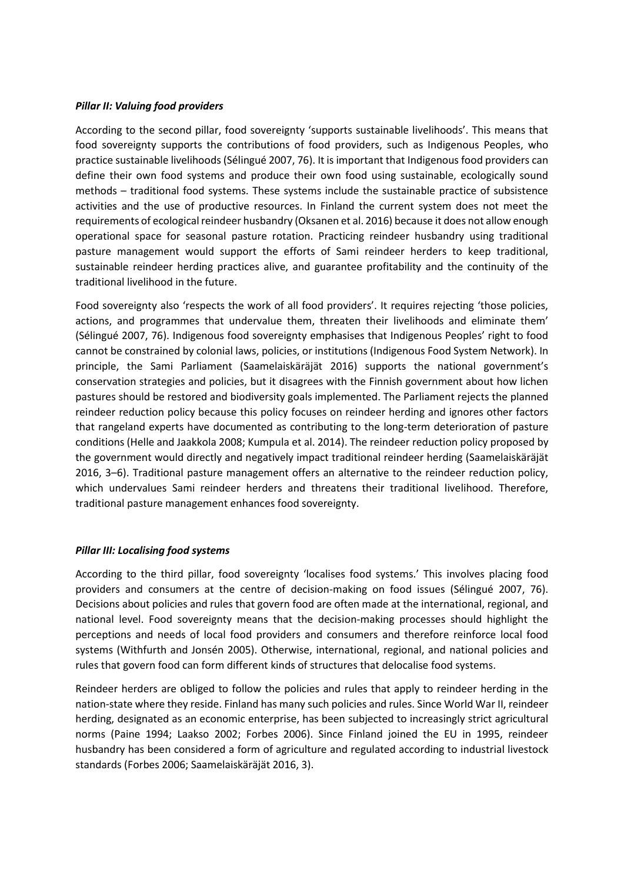***Pillar II: Valuing food providers***

According to the second pillar, food sovereignty 'supports sustainable livelihoods'. This means that food sovereignty supports the contributions of food providers, such as Indigenous Peoples, who practice sustainable livelihoods (Sélingué 2007, 76). It is important that Indigenous food providers can define their own food systems and produce their own food using sustainable, ecologically sound methods – traditional food systems. These systems include the sustainable practice of subsistence activities and the use of productive resources. In Finland the current system does not meet the requirements of ecological reindeer husbandry (Oksanen et al. 2016) because it does not allow enough operational space for seasonal pasture rotation. Practicing reindeer husbandry using traditional pasture management would support the efforts of Sami reindeer herders to keep traditional, sustainable reindeer herding practices alive, and guarantee profitability and the continuity of the traditional livelihood in the future.

Food sovereignty also 'respects the work of all food providers'. It requires rejecting 'those policies, actions, and programmes that undervalue them, threaten their livelihoods and eliminate them' (Sélingué 2007, 76). Indigenous food sovereignty emphasises that Indigenous Peoples' right to food cannot be constrained by colonial laws, policies, or institutions (Indigenous Food System Network). In principle, the Sami Parliament (Saamelaiskäräjät 2016) supports the national government's conservation strategies and policies, but it disagrees with the Finnish government about how lichen pastures should be restored and biodiversity goals implemented. The Parliament rejects the planned reindeer reduction policy because this policy focuses on reindeer herding and ignores other factors that rangeland experts have documented as contributing to the long-term deterioration of pasture conditions (Helle and Jaakkola 2008; Kumpula et al. 2014). The reindeer reduction policy proposed by the government would directly and negatively impact traditional reindeer herding (Saamelaiskäräjät 2016, 3–6). Traditional pasture management offers an alternative to the reindeer reduction policy, which undervalues Sami reindeer herders and threatens their traditional livelihood. Therefore, traditional pasture management enhances food sovereignty.

***Pillar III: Localising food systems***

According to the third pillar, food sovereignty 'localises food systems.' This involves placing food providers and consumers at the centre of decision-making on food issues (Sélingué 2007, 76). Decisions about policies and rules that govern food are often made at the international, regional, and national level. Food sovereignty means that the decision-making processes should highlight the perceptions and needs of local food providers and consumers and therefore reinforce local food systems (Withfurth and Jonsén 2005). Otherwise, international, regional, and national policies and rules that govern food can form different kinds of structures that delocalise food systems.

Reindeer herders are obliged to follow the policies and rules that apply to reindeer herding in the nation-state where they reside. Finland has many such policies and rules. Since World War II, reindeer herding, designated as an economic enterprise, has been subjected to increasingly strict agricultural norms (Paine 1994; Laakso 2002; Forbes 2006). Since Finland joined the EU in 1995, reindeer husbandry has been considered a form of agriculture and regulated according to industrial livestock standards (Forbes 2006; Saamelaiskäräjät 2016, 3).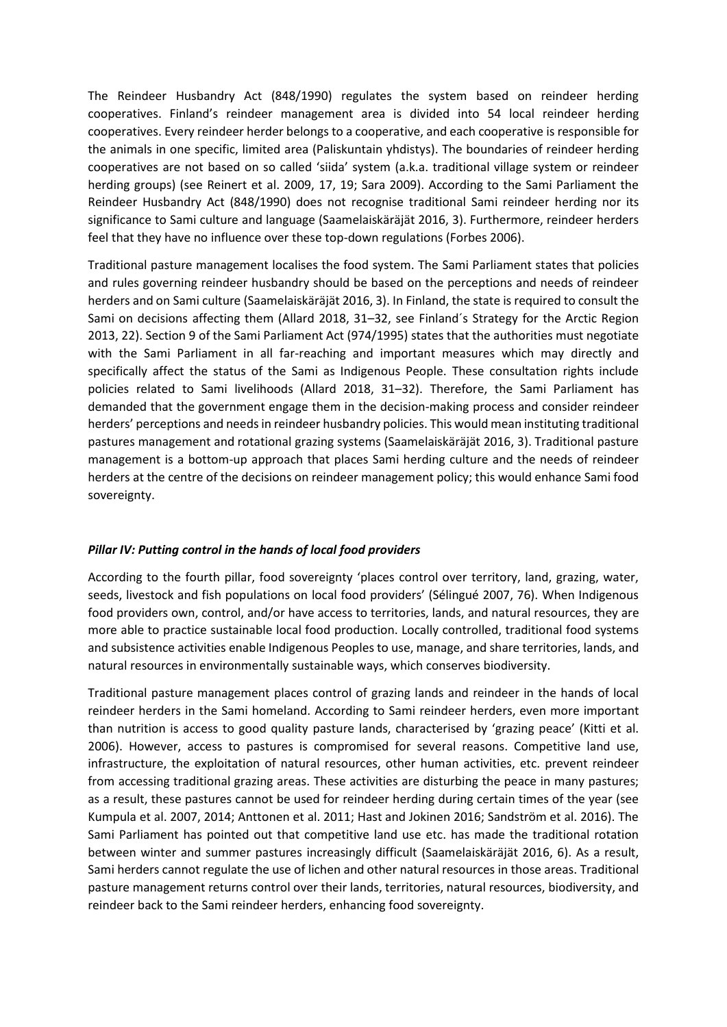The Reindeer Husbandry Act (848/1990) regulates the system based on reindeer herding cooperatives. Finland's reindeer management area is divided into 54 local reindeer herding cooperatives. Every reindeer herder belongs to a cooperative, and each cooperative is responsible for the animals in one specific, limited area (Paliskuntain yhdistys). The boundaries of reindeer herding cooperatives are not based on so called 'siida' system (a.k.a. traditional village system or reindeer herding groups) (see Reinert et al. 2009, 17, 19; Sara 2009). According to the Sami Parliament the Reindeer Husbandry Act (848/1990) does not recognise traditional Sami reindeer herding nor its significance to Sami culture and language (Saamelaiskäräjät 2016, 3). Furthermore, reindeer herders feel that they have no influence over these top-down regulations (Forbes 2006).

Traditional pasture management localises the food system. The Sami Parliament states that policies and rules governing reindeer husbandry should be based on the perceptions and needs of reindeer herders and on Sami culture (Saamelaiskäräjät 2016, 3). In Finland, the state is required to consult the Sami on decisions affecting them (Allard 2018, 31–32, see Finland´s Strategy for the Arctic Region 2013, 22). Section 9 of the Sami Parliament Act (974/1995) states that the authorities must negotiate with the Sami Parliament in all far-reaching and important measures which may directly and specifically affect the status of the Sami as Indigenous People. These consultation rights include policies related to Sami livelihoods (Allard 2018, 31–32). Therefore, the Sami Parliament has demanded that the government engage them in the decision-making process and consider reindeer herders' perceptions and needs in reindeer husbandry policies. This would mean instituting traditional pastures management and rotational grazing systems (Saamelaiskäräjät 2016, 3). Traditional pasture management is a bottom-up approach that places Sami herding culture and the needs of reindeer herders at the centre of the decisions on reindeer management policy; this would enhance Sami food sovereignty.

### *Pillar IV: Putting control in the hands of local food providers*

According to the fourth pillar, food sovereignty 'places control over territory, land, grazing, water, seeds, livestock and fish populations on local food providers' (Sélingué 2007, 76). When Indigenous food providers own, control, and/or have access to territories, lands, and natural resources, they are more able to practice sustainable local food production. Locally controlled, traditional food systems and subsistence activities enable Indigenous Peoples to use, manage, and share territories, lands, and natural resources in environmentally sustainable ways, which conserves biodiversity.

Traditional pasture management places control of grazing lands and reindeer in the hands of local reindeer herders in the Sami homeland. According to Sami reindeer herders, even more important than nutrition is access to good quality pasture lands, characterised by 'grazing peace' (Kitti et al. 2006). However, access to pastures is compromised for several reasons. Competitive land use, infrastructure, the exploitation of natural resources, other human activities, etc. prevent reindeer from accessing traditional grazing areas. These activities are disturbing the peace in many pastures; as a result, these pastures cannot be used for reindeer herding during certain times of the year (see Kumpula et al. 2007, 2014; Anttonen et al. 2011; Hast and Jokinen 2016; Sandström et al. 2016). The Sami Parliament has pointed out that competitive land use etc. has made the traditional rotation between winter and summer pastures increasingly difficult (Saamelaiskäräjät 2016, 6). As a result, Sami herders cannot regulate the use of lichen and other natural resources in those areas. Traditional pasture management returns control over their lands, territories, natural resources, biodiversity, and reindeer back to the Sami reindeer herders, enhancing food sovereignty.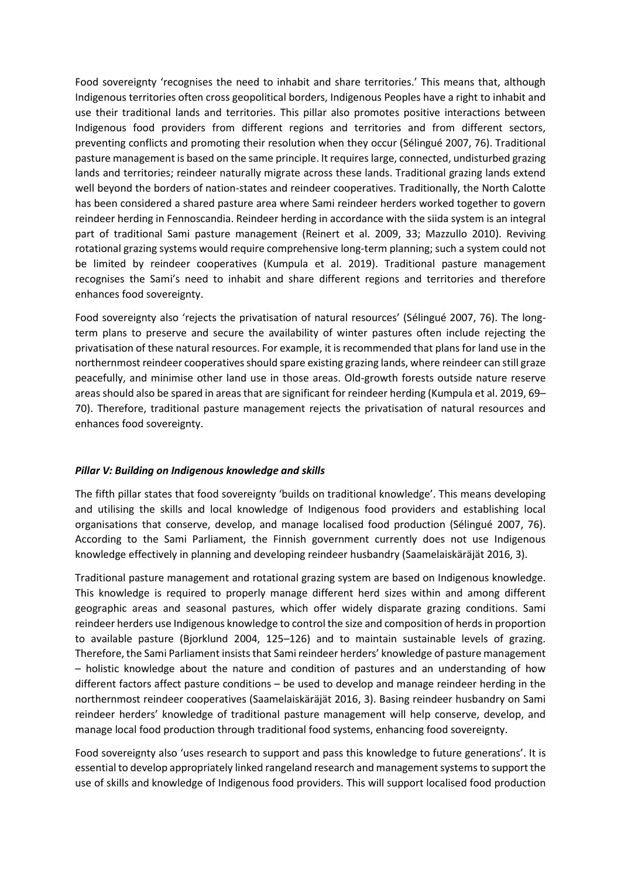Food sovereignty 'recognises the need to inhabit and share territories.' This means that, although Indigenous territories often cross geopolitical borders, Indigenous Peoples have a right to inhabit and use their traditional lands and territories. This pillar also promotes positive interactions between Indigenous food providers from different regions and territories and from different sectors, preventing conflicts and promoting their resolution when they occur (Sélingué 2007, 76). Traditional pasture management is based on the same principle. It requires large, connected, undisturbed grazing lands and territories; reindeer naturally migrate across these lands. Traditional grazing lands extend well beyond the borders of nation-states and reindeer cooperatives. Traditionally, the North Calotte has been considered a shared pasture area where Sami reindeer herders worked together to govern reindeer herding in Fennoscandia. Reindeer herding in accordance with the siida system is an integral part of traditional Sami pasture management (Reinert et al. 2009, 33; Mazzullo 2010). Reviving rotational grazing systems would require comprehensive long-term planning; such a system could not be limited by reindeer cooperatives (Kumpula et al. 2019). Traditional pasture management recognises the Sami's need to inhabit and share different regions and territories and therefore enhances food sovereignty.

Food sovereignty also 'rejects the privatisation of natural resources' (Sélingué 2007, 76). The long-term plans to preserve and secure the availability of winter pastures often include rejecting the privatisation of these natural resources. For example, it is recommended that plans for land use in the northernmost reindeer cooperatives should spare existing grazing lands, where reindeer can still graze peacefully, and minimise other land use in those areas. Old-growth forests outside nature reserve areas should also be spared in areas that are significant for reindeer herding (Kumpula et al. 2019, 69–70). Therefore, traditional pasture management rejects the privatisation of natural resources and enhances food sovereignty.

### *Pillar V: Building on Indigenous knowledge and skills*

The fifth pillar states that food sovereignty 'builds on traditional knowledge'. This means developing and utilising the skills and local knowledge of Indigenous food providers and establishing local organisations that conserve, develop, and manage localised food production (Sélingué 2007, 76). According to the Sami Parliament, the Finnish government currently does not use Indigenous knowledge effectively in planning and developing reindeer husbandry (Saamelaiskäräjät 2016, 3).

Traditional pasture management and rotational grazing system are based on Indigenous knowledge. This knowledge is required to properly manage different herd sizes within and among different geographic areas and seasonal pastures, which offer widely disparate grazing conditions. Sami reindeer herders use Indigenous knowledge to control the size and composition of herds in proportion to available pasture (Bjorklund 2004, 125–126) and to maintain sustainable levels of grazing. Therefore, the Sami Parliament insists that Sami reindeer herders' knowledge of pasture management – holistic knowledge about the nature and condition of pastures and an understanding of how different factors affect pasture conditions – be used to develop and manage reindeer herding in the northernmost reindeer cooperatives (Saamelaiskäräjät 2016, 3). Basing reindeer husbandry on Sami reindeer herders' knowledge of traditional pasture management will help conserve, develop, and manage local food production through traditional food systems, enhancing food sovereignty.

Food sovereignty also 'uses research to support and pass this knowledge to future generations'. It is essential to develop appropriately linked rangeland research and management systems to support the use of skills and knowledge of Indigenous food providers. This will support localised food production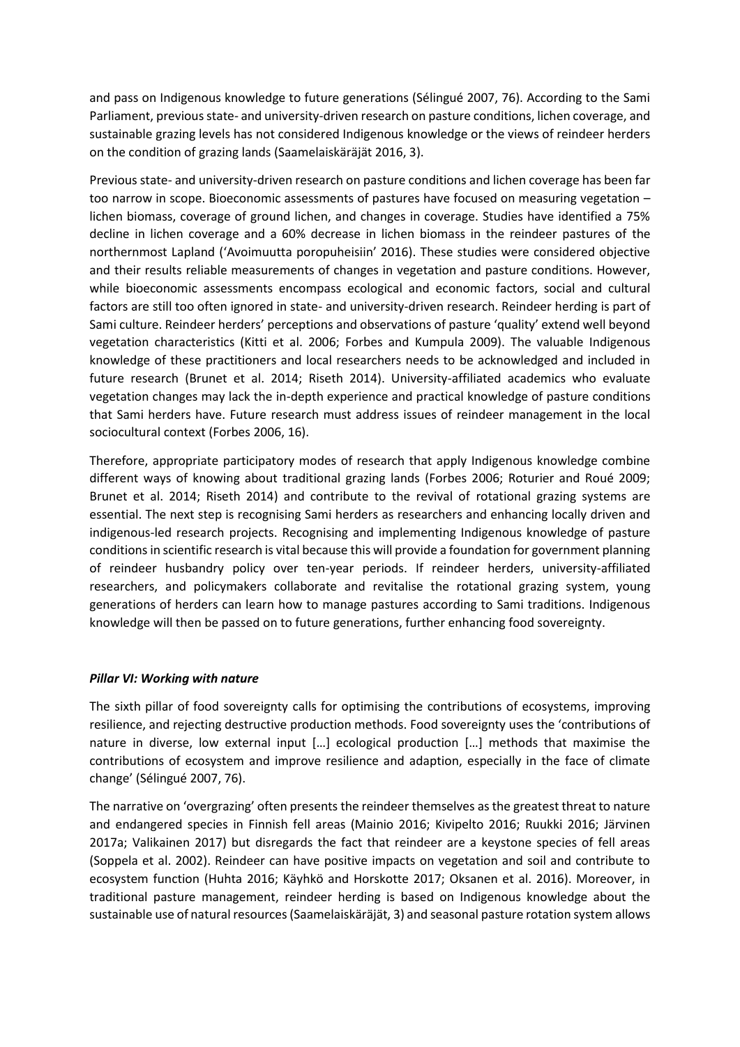and pass on Indigenous knowledge to future generations (Sélingué 2007, 76). According to the Sami Parliament, previous state- and university-driven research on pasture conditions, lichen coverage, and sustainable grazing levels has not considered Indigenous knowledge or the views of reindeer herders on the condition of grazing lands (Saamelaiskäräjät 2016, 3).

Previous state- and university-driven research on pasture conditions and lichen coverage has been far too narrow in scope. Bioeconomic assessments of pastures have focused on measuring vegetation – lichen biomass, coverage of ground lichen, and changes in coverage. Studies have identified a 75% decline in lichen coverage and a 60% decrease in lichen biomass in the reindeer pastures of the northernmost Lapland ('Avoimuutta poropuheisiin' 2016). These studies were considered objective and their results reliable measurements of changes in vegetation and pasture conditions. However, while bioeconomic assessments encompass ecological and economic factors, social and cultural factors are still too often ignored in state- and university-driven research. Reindeer herding is part of Sami culture. Reindeer herders' perceptions and observations of pasture 'quality' extend well beyond vegetation characteristics (Kitti et al. 2006; Forbes and Kumpula 2009). The valuable Indigenous knowledge of these practitioners and local researchers needs to be acknowledged and included in future research (Brunet et al. 2014; Riseth 2014). University-affiliated academics who evaluate vegetation changes may lack the in-depth experience and practical knowledge of pasture conditions that Sami herders have. Future research must address issues of reindeer management in the local sociocultural context (Forbes 2006, 16).

Therefore, appropriate participatory modes of research that apply Indigenous knowledge combine different ways of knowing about traditional grazing lands (Forbes 2006; Roturier and Roué 2009; Brunet et al. 2014; Riseth 2014) and contribute to the revival of rotational grazing systems are essential. The next step is recognising Sami herders as researchers and enhancing locally driven and indigenous-led research projects. Recognising and implementing Indigenous knowledge of pasture conditions in scientific research is vital because this will provide a foundation for government planning of reindeer husbandry policy over ten-year periods. If reindeer herders, university-affiliated researchers, and policymakers collaborate and revitalise the rotational grazing system, young generations of herders can learn how to manage pastures according to Sami traditions. Indigenous knowledge will then be passed on to future generations, further enhancing food sovereignty.

***Pillar VI: Working with nature***

The sixth pillar of food sovereignty calls for optimising the contributions of ecosystems, improving resilience, and rejecting destructive production methods. Food sovereignty uses the 'contributions of nature in diverse, low external input […] ecological production […] methods that maximise the contributions of ecosystem and improve resilience and adaption, especially in the face of climate change' (Sélingué 2007, 76).

The narrative on 'overgrazing' often presents the reindeer themselves as the greatest threat to nature and endangered species in Finnish fell areas (Mainio 2016; Kivipelto 2016; Ruukki 2016; Järvinen 2017a; Valikainen 2017) but disregards the fact that reindeer are a keystone species of fell areas (Soppela et al. 2002). Reindeer can have positive impacts on vegetation and soil and contribute to ecosystem function (Huhta 2016; Käyhkö and Horskotte 2017; Oksanen et al. 2016). Moreover, in traditional pasture management, reindeer herding is based on Indigenous knowledge about the sustainable use of natural resources (Saamelaiskäräjät, 3) and seasonal pasture rotation system allows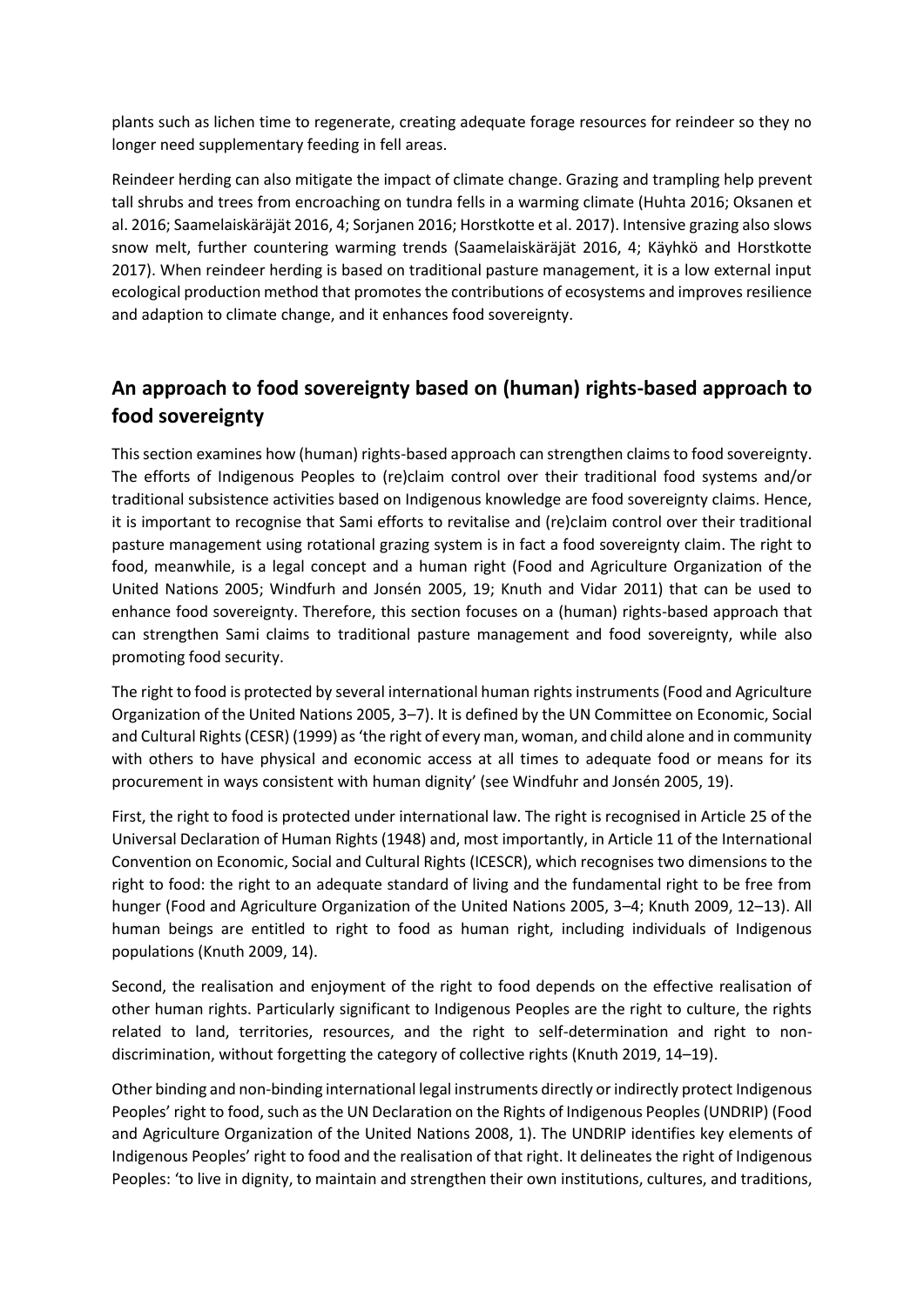plants such as lichen time to regenerate, creating adequate forage resources for reindeer so they no longer need supplementary feeding in fell areas.

Reindeer herding can also mitigate the impact of climate change. Grazing and trampling help prevent tall shrubs and trees from encroaching on tundra fells in a warming climate (Huhta 2016; Oksanen et al. 2016; Saamelaiskäräjät 2016, 4; Sorjanen 2016; Horstkotte et al. 2017). Intensive grazing also slows snow melt, further countering warming trends (Saamelaiskäräjät 2016, 4; Käyhkö and Horstkotte 2017). When reindeer herding is based on traditional pasture management, it is a low external input ecological production method that promotes the contributions of ecosystems and improves resilience and adaption to climate change, and it enhances food sovereignty.

## An approach to food sovereignty based on (human) rights-based approach to food sovereignty

This section examines how (human) rights-based approach can strengthen claims to food sovereignty. The efforts of Indigenous Peoples to (re)claim control over their traditional food systems and/or traditional subsistence activities based on Indigenous knowledge are food sovereignty claims. Hence, it is important to recognise that Sami efforts to revitalise and (re)claim control over their traditional pasture management using rotational grazing system is in fact a food sovereignty claim. The right to food, meanwhile, is a legal concept and a human right (Food and Agriculture Organization of the United Nations 2005; Windfurh and Jonsén 2005, 19; Knuth and Vidar 2011) that can be used to enhance food sovereignty. Therefore, this section focuses on a (human) rights-based approach that can strengthen Sami claims to traditional pasture management and food sovereignty, while also promoting food security.

The right to food is protected by several international human rights instruments (Food and Agriculture Organization of the United Nations 2005, 3–7). It is defined by the UN Committee on Economic, Social and Cultural Rights (CESR) (1999) as 'the right of every man, woman, and child alone and in community with others to have physical and economic access at all times to adequate food or means for its procurement in ways consistent with human dignity' (see Windfuhr and Jonsén 2005, 19).

First, the right to food is protected under international law. The right is recognised in Article 25 of the Universal Declaration of Human Rights (1948) and, most importantly, in Article 11 of the International Convention on Economic, Social and Cultural Rights (ICESCR), which recognises two dimensions to the right to food: the right to an adequate standard of living and the fundamental right to be free from hunger (Food and Agriculture Organization of the United Nations 2005, 3–4; Knuth 2009, 12–13). All human beings are entitled to right to food as human right, including individuals of Indigenous populations (Knuth 2009, 14).

Second, the realisation and enjoyment of the right to food depends on the effective realisation of other human rights. Particularly significant to Indigenous Peoples are the right to culture, the rights related to land, territories, resources, and the right to self-determination and right to non-discrimination, without forgetting the category of collective rights (Knuth 2019, 14–19).

Other binding and non-binding international legal instruments directly or indirectly protect Indigenous Peoples' right to food, such as the UN Declaration on the Rights of Indigenous Peoples (UNDRIP) (Food and Agriculture Organization of the United Nations 2008, 1). The UNDRIP identifies key elements of Indigenous Peoples' right to food and the realisation of that right. It delineates the right of Indigenous Peoples: 'to live in dignity, to maintain and strengthen their own institutions, cultures, and traditions,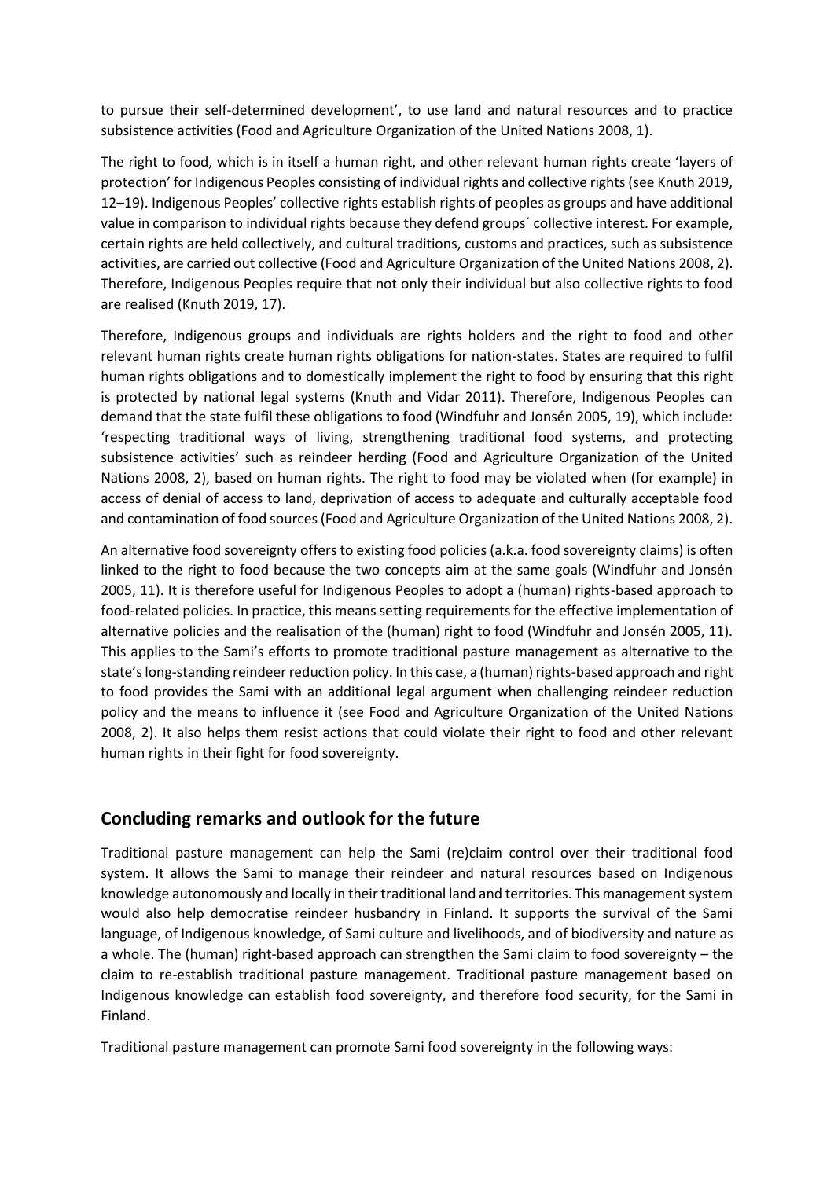to pursue their self-determined development', to use land and natural resources and to practice subsistence activities (Food and Agriculture Organization of the United Nations 2008, 1).

The right to food, which is in itself a human right, and other relevant human rights create 'layers of protection' for Indigenous Peoples consisting of individual rights and collective rights (see Knuth 2019, 12–19). Indigenous Peoples' collective rights establish rights of peoples as groups and have additional value in comparison to individual rights because they defend groups´ collective interest. For example, certain rights are held collectively, and cultural traditions, customs and practices, such as subsistence activities, are carried out collective (Food and Agriculture Organization of the United Nations 2008, 2). Therefore, Indigenous Peoples require that not only their individual but also collective rights to food are realised (Knuth 2019, 17).

Therefore, Indigenous groups and individuals are rights holders and the right to food and other relevant human rights create human rights obligations for nation-states. States are required to fulfil human rights obligations and to domestically implement the right to food by ensuring that this right is protected by national legal systems (Knuth and Vidar 2011). Therefore, Indigenous Peoples can demand that the state fulfil these obligations to food (Windfuhr and Jonsén 2005, 19), which include: 'respecting traditional ways of living, strengthening traditional food systems, and protecting subsistence activities' such as reindeer herding (Food and Agriculture Organization of the United Nations 2008, 2), based on human rights. The right to food may be violated when (for example) in access of denial of access to land, deprivation of access to adequate and culturally acceptable food and contamination of food sources (Food and Agriculture Organization of the United Nations 2008, 2).

An alternative food sovereignty offers to existing food policies (a.k.a. food sovereignty claims) is often linked to the right to food because the two concepts aim at the same goals (Windfuhr and Jonsén 2005, 11). It is therefore useful for Indigenous Peoples to adopt a (human) rights-based approach to food-related policies. In practice, this means setting requirements for the effective implementation of alternative policies and the realisation of the (human) right to food (Windfuhr and Jonsén 2005, 11). This applies to the Sami's efforts to promote traditional pasture management as alternative to the state's long-standing reindeer reduction policy. In this case, a (human) rights-based approach and right to food provides the Sami with an additional legal argument when challenging reindeer reduction policy and the means to influence it (see Food and Agriculture Organization of the United Nations 2008, 2). It also helps them resist actions that could violate their right to food and other relevant human rights in their fight for food sovereignty.

## Concluding remarks and outlook for the future

Traditional pasture management can help the Sami (re)claim control over their traditional food system. It allows the Sami to manage their reindeer and natural resources based on Indigenous knowledge autonomously and locally in their traditional land and territories. This management system would also help democratise reindeer husbandry in Finland. It supports the survival of the Sami language, of Indigenous knowledge, of Sami culture and livelihoods, and of biodiversity and nature as a whole. The (human) right-based approach can strengthen the Sami claim to food sovereignty – the claim to re-establish traditional pasture management. Traditional pasture management based on Indigenous knowledge can establish food sovereignty, and therefore food security, for the Sami in Finland.

Traditional pasture management can promote Sami food sovereignty in the following ways: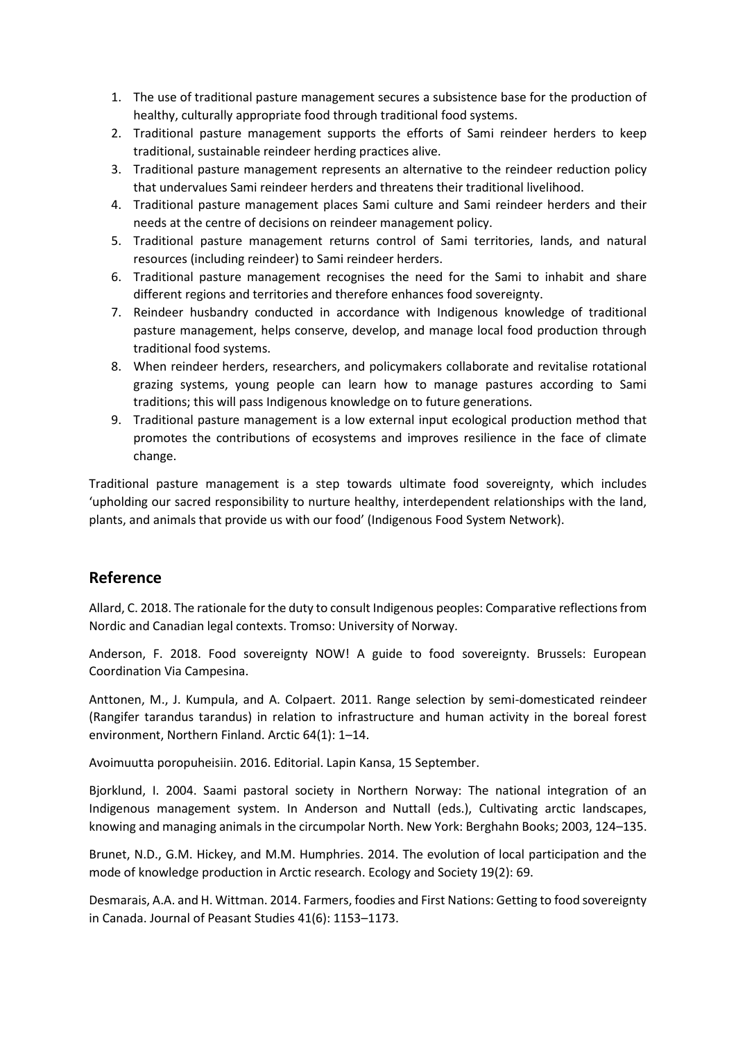1. The use of traditional pasture management secures a subsistence base for the production of healthy, culturally appropriate food through traditional food systems.
2. Traditional pasture management supports the efforts of Sami reindeer herders to keep traditional, sustainable reindeer herding practices alive.
3. Traditional pasture management represents an alternative to the reindeer reduction policy that undervalues Sami reindeer herders and threatens their traditional livelihood.
4. Traditional pasture management places Sami culture and Sami reindeer herders and their needs at the centre of decisions on reindeer management policy.
5. Traditional pasture management returns control of Sami territories, lands, and natural resources (including reindeer) to Sami reindeer herders.
6. Traditional pasture management recognises the need for the Sami to inhabit and share different regions and territories and therefore enhances food sovereignty.
7. Reindeer husbandry conducted in accordance with Indigenous knowledge of traditional pasture management, helps conserve, develop, and manage local food production through traditional food systems.
8. When reindeer herders, researchers, and policymakers collaborate and revitalise rotational grazing systems, young people can learn how to manage pastures according to Sami traditions; this will pass Indigenous knowledge on to future generations.
9. Traditional pasture management is a low external input ecological production method that promotes the contributions of ecosystems and improves resilience in the face of climate change.

Traditional pasture management is a step towards ultimate food sovereignty, which includes 'upholding our sacred responsibility to nurture healthy, interdependent relationships with the land, plants, and animals that provide us with our food' (Indigenous Food System Network).

## Reference

Allard, C. 2018. The rationale for the duty to consult Indigenous peoples: Comparative reflections from Nordic and Canadian legal contexts. Tromso: University of Norway.

Anderson, F. 2018. Food sovereignty NOW! A guide to food sovereignty. Brussels: European Coordination Via Campesina.

Anttonen, M., J. Kumpula, and A. Colpaert. 2011. Range selection by semi-domesticated reindeer (Rangifer tarandus tarandus) in relation to infrastructure and human activity in the boreal forest environment, Northern Finland. Arctic 64(1): 1–14.

Avoimuutta poropuheisiin. 2016. Editorial. Lapin Kansa, 15 September.

Bjorklund, I. 2004. Saami pastoral society in Northern Norway: The national integration of an Indigenous management system. In Anderson and Nuttall (eds.), Cultivating arctic landscapes, knowing and managing animals in the circumpolar North. New York: Berghahn Books; 2003, 124–135.

Brunet, N.D., G.M. Hickey, and M.M. Humphries. 2014. The evolution of local participation and the mode of knowledge production in Arctic research. Ecology and Society 19(2): 69.

Desmarais, A.A. and H. Wittman. 2014. Farmers, foodies and First Nations: Getting to food sovereignty in Canada. Journal of Peasant Studies 41(6): 1153–1173.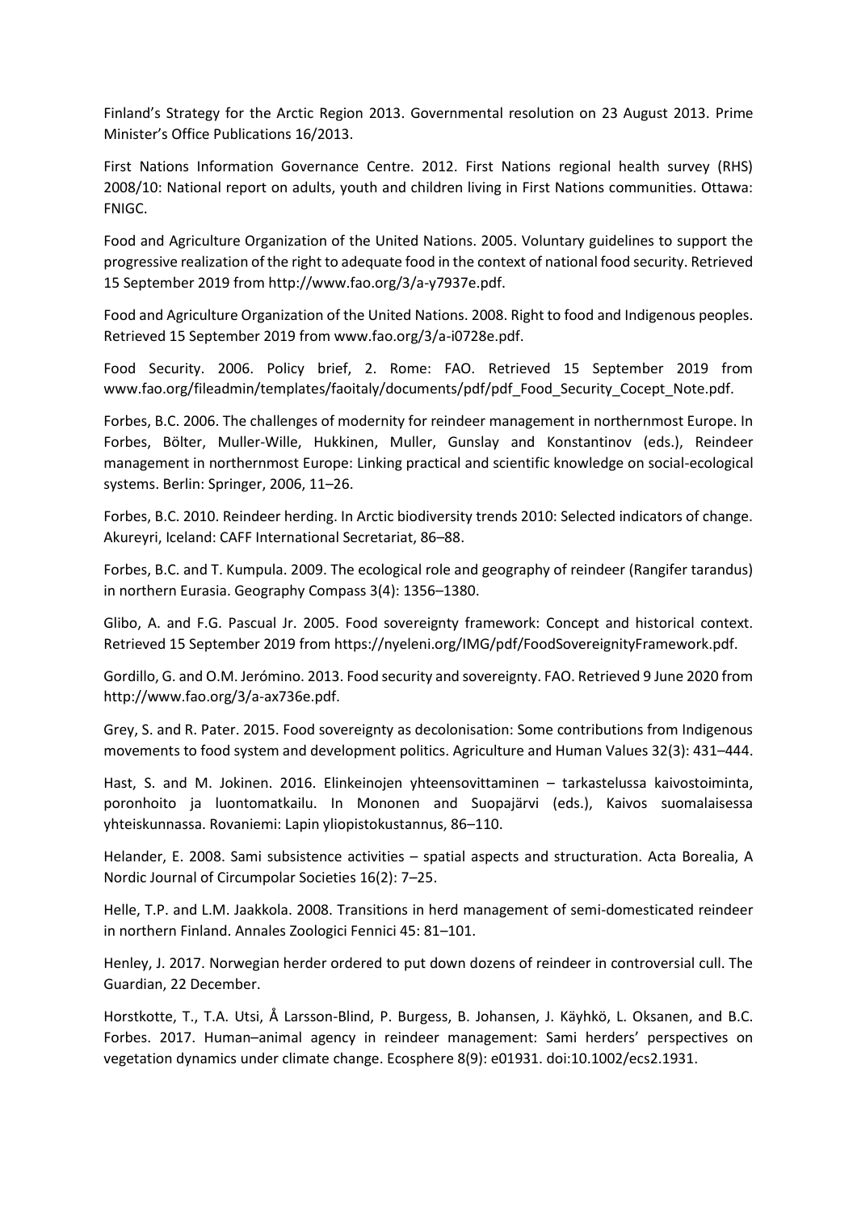Finland's Strategy for the Arctic Region 2013. Governmental resolution on 23 August 2013. Prime Minister's Office Publications 16/2013.

First Nations Information Governance Centre. 2012. First Nations regional health survey (RHS) 2008/10: National report on adults, youth and children living in First Nations communities. Ottawa: FNIGC.

Food and Agriculture Organization of the United Nations. 2005. Voluntary guidelines to support the progressive realization of the right to adequate food in the context of national food security. Retrieved 15 September 2019 from http://www.fao.org/3/a-y7937e.pdf.

Food and Agriculture Organization of the United Nations. 2008. Right to food and Indigenous peoples. Retrieved 15 September 2019 from www.fao.org/3/a-i0728e.pdf.

Food Security. 2006. Policy brief, 2. Rome: FAO. Retrieved 15 September 2019 from www.fao.org/fileadmin/templates/faoitaly/documents/pdf/pdf_Food_Security_Cocept_Note.pdf.

Forbes, B.C. 2006. The challenges of modernity for reindeer management in northernmost Europe. In Forbes, Bölter, Muller-Wille, Hukkinen, Muller, Gunslay and Konstantinov (eds.), Reindeer management in northernmost Europe: Linking practical and scientific knowledge on social-ecological systems. Berlin: Springer, 2006, 11–26.

Forbes, B.C. 2010. Reindeer herding. In Arctic biodiversity trends 2010: Selected indicators of change. Akureyri, Iceland: CAFF International Secretariat, 86–88.

Forbes, B.C. and T. Kumpula. 2009. The ecological role and geography of reindeer (Rangifer tarandus) in northern Eurasia. Geography Compass 3(4): 1356–1380.

Glibo, A. and F.G. Pascual Jr. 2005. Food sovereignty framework: Concept and historical context. Retrieved 15 September 2019 from https://nyeleni.org/IMG/pdf/FoodSovereignityFramework.pdf.

Gordillo, G. and O.M. Jerómino. 2013. Food security and sovereignty. FAO. Retrieved 9 June 2020 from http://www.fao.org/3/a-ax736e.pdf.

Grey, S. and R. Pater. 2015. Food sovereignty as decolonisation: Some contributions from Indigenous movements to food system and development politics. Agriculture and Human Values 32(3): 431–444.

Hast, S. and M. Jokinen. 2016. Elinkeinojen yhteensovittaminen – tarkastelussa kaivostoiminta, poronhoito ja luontomatkailu. In Mononen and Suopajärvi (eds.), Kaivos suomalaisessa yhteiskunnassa. Rovaniemi: Lapin yliopistokustannus, 86–110.

Helander, E. 2008. Sami subsistence activities – spatial aspects and structuration. Acta Borealia, A Nordic Journal of Circumpolar Societies 16(2): 7–25.

Helle, T.P. and L.M. Jaakkola. 2008. Transitions in herd management of semi-domesticated reindeer in northern Finland. Annales Zoologici Fennici 45: 81–101.

Henley, J. 2017. Norwegian herder ordered to put down dozens of reindeer in controversial cull. The Guardian, 22 December.

Horstkotte, T., T.A. Utsi, Å Larsson-Blind, P. Burgess, B. Johansen, J. Käyhkö, L. Oksanen, and B.C. Forbes. 2017. Human–animal agency in reindeer management: Sami herders' perspectives on vegetation dynamics under climate change. Ecosphere 8(9): e01931. doi:10.1002/ecs2.1931.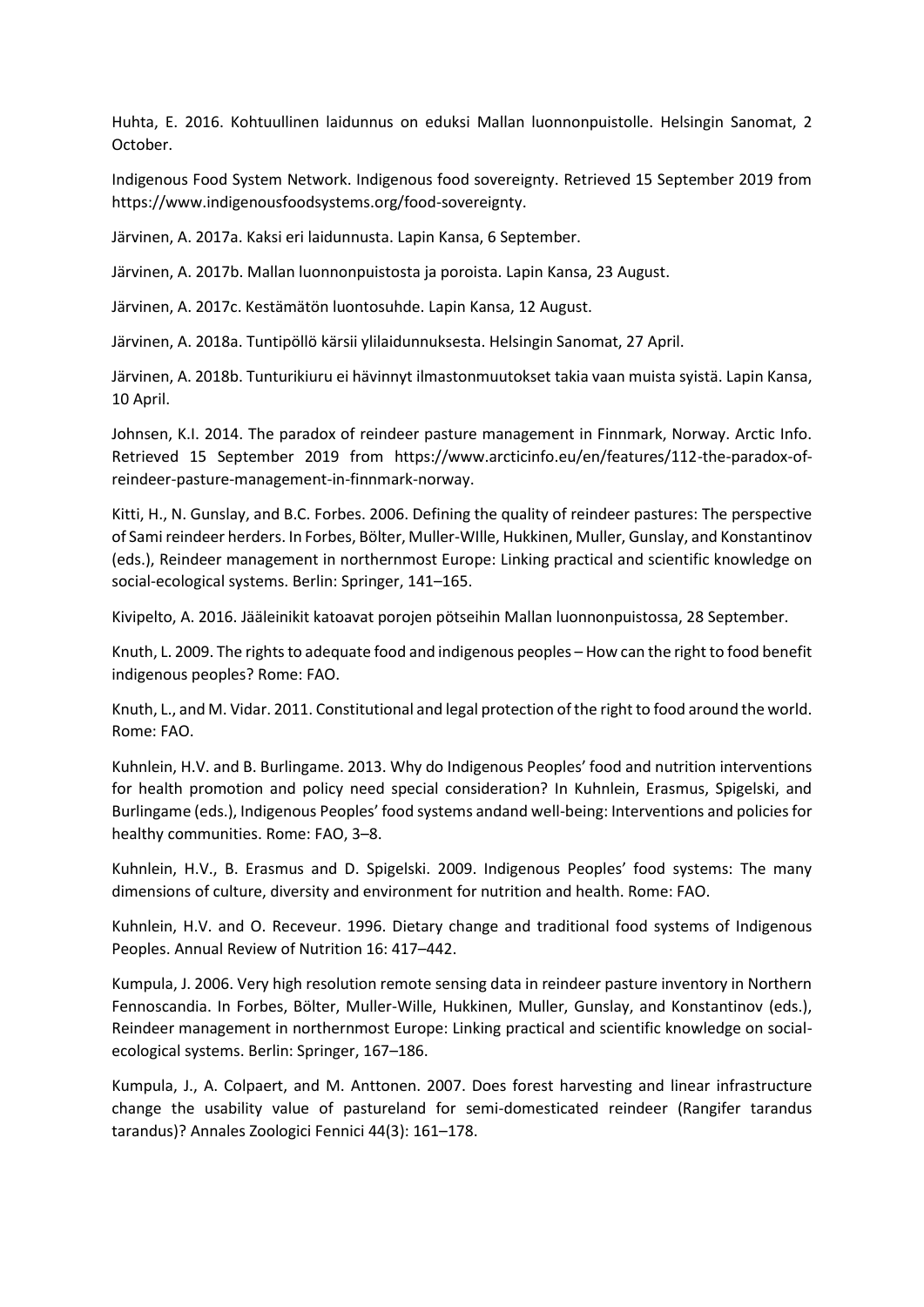Huhta, E. 2016. Kohtuullinen laidunnus on eduksi Mallan luonnonpuistolle. Helsingin Sanomat, 2 October.

Indigenous Food System Network. Indigenous food sovereignty. Retrieved 15 September 2019 from https://www.indigenousfoodsystems.org/food-sovereignty.

Järvinen, A. 2017a. Kaksi eri laidunnusta. Lapin Kansa, 6 September.

Järvinen, A. 2017b. Mallan luonnonpuistosta ja poroista. Lapin Kansa, 23 August.

Järvinen, A. 2017c. Kestämätön luontosuhde. Lapin Kansa, 12 August.

Järvinen, A. 2018a. Tuntipöllö kärsii ylilaidunnuksesta. Helsingin Sanomat, 27 April.

Järvinen, A. 2018b. Tunturikiuru ei hävinnyt ilmastonmuutokset takia vaan muista syistä. Lapin Kansa, 10 April.

Johnsen, K.I. 2014. The paradox of reindeer pasture management in Finnmark, Norway. Arctic Info. Retrieved 15 September 2019 from https://www.arcticinfo.eu/en/features/112-the-paradox-of-reindeer-pasture-management-in-finnmark-norway.

Kitti, H., N. Gunslay, and B.C. Forbes. 2006. Defining the quality of reindeer pastures: The perspective of Sami reindeer herders. In Forbes, Bölter, Muller-WIlle, Hukkinen, Muller, Gunslay, and Konstantinov (eds.), Reindeer management in northernmost Europe: Linking practical and scientific knowledge on social-ecological systems. Berlin: Springer, 141–165.

Kivipelto, A. 2016. Jääleinikit katoavat porojen pötseihin Mallan luonnonpuistossa, 28 September.

Knuth, L. 2009. The rights to adequate food and indigenous peoples – How can the right to food benefit indigenous peoples? Rome: FAO.

Knuth, L., and M. Vidar. 2011. Constitutional and legal protection of the right to food around the world. Rome: FAO.

Kuhnlein, H.V. and B. Burlingame. 2013. Why do Indigenous Peoples' food and nutrition interventions for health promotion and policy need special consideration? In Kuhnlein, Erasmus, Spigelski, and Burlingame (eds.), Indigenous Peoples' food systems andand well-being: Interventions and policies for healthy communities. Rome: FAO, 3–8.

Kuhnlein, H.V., B. Erasmus and D. Spigelski. 2009. Indigenous Peoples' food systems: The many dimensions of culture, diversity and environment for nutrition and health. Rome: FAO.

Kuhnlein, H.V. and O. Receveur. 1996. Dietary change and traditional food systems of Indigenous Peoples. Annual Review of Nutrition 16: 417–442.

Kumpula, J. 2006. Very high resolution remote sensing data in reindeer pasture inventory in Northern Fennoscandia. In Forbes, Bölter, Muller-Wille, Hukkinen, Muller, Gunslay, and Konstantinov (eds.), Reindeer management in northernmost Europe: Linking practical and scientific knowledge on social-ecological systems. Berlin: Springer, 167–186.

Kumpula, J., A. Colpaert, and M. Anttonen. 2007. Does forest harvesting and linear infrastructure change the usability value of pastureland for semi-domesticated reindeer (Rangifer tarandus tarandus)? Annales Zoologici Fennici 44(3): 161–178.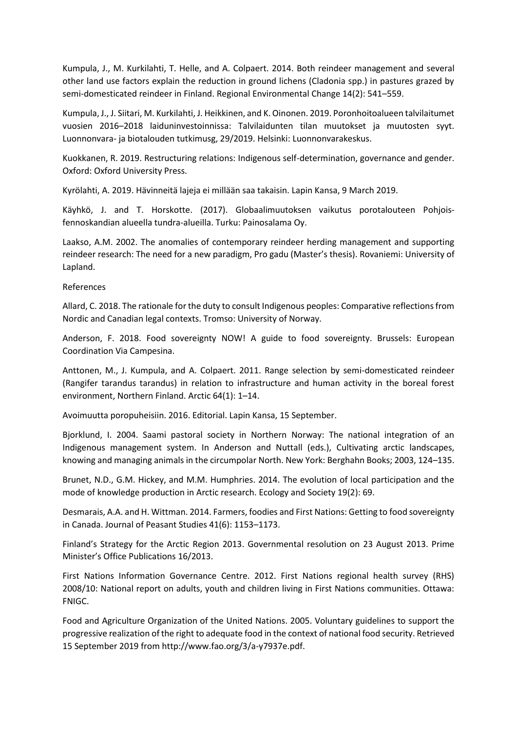Kumpula, J., M. Kurkilahti, T. Helle, and A. Colpaert. 2014. Both reindeer management and several other land use factors explain the reduction in ground lichens (Cladonia spp.) in pastures grazed by semi-domesticated reindeer in Finland. Regional Environmental Change 14(2): 541–559.

Kumpula, J., J. Siitari, M. Kurkilahti, J. Heikkinen, and K. Oinonen. 2019. Poronhoitoalueen talvilaitumet vuosien 2016–2018 laiduninvestoinnissa: Talvilaidunten tilan muutokset ja muutosten syyt. Luonnonvara- ja biotalouden tutkimusg, 29/2019. Helsinki: Luonnonvarakeskus.

Kuokkanen, R. 2019. Restructuring relations: Indigenous self-determination, governance and gender. Oxford: Oxford University Press.

Kyrölahti, A. 2019. Hävinneitä lajeja ei millään saa takaisin. Lapin Kansa, 9 March 2019.

Käyhkö, J. and T. Horskotte. (2017). Globaalimuutoksen vaikutus porotalouteen Pohjois-fennoskandian alueella tundra-alueilla. Turku: Painosalama Oy.

Laakso, A.M. 2002. The anomalies of contemporary reindeer herding management and supporting reindeer research: The need for a new paradigm, Pro gadu (Master's thesis). Rovaniemi: University of Lapland.

References

Allard, C. 2018. The rationale for the duty to consult Indigenous peoples: Comparative reflections from Nordic and Canadian legal contexts. Tromso: University of Norway.

Anderson, F. 2018. Food sovereignty NOW! A guide to food sovereignty. Brussels: European Coordination Via Campesina.

Anttonen, M., J. Kumpula, and A. Colpaert. 2011. Range selection by semi-domesticated reindeer (Rangifer tarandus tarandus) in relation to infrastructure and human activity in the boreal forest environment, Northern Finland. Arctic 64(1): 1–14.

Avoimuutta poropuheisiin. 2016. Editorial. Lapin Kansa, 15 September.

Bjorklund, I. 2004. Saami pastoral society in Northern Norway: The national integration of an Indigenous management system. In Anderson and Nuttall (eds.), Cultivating arctic landscapes, knowing and managing animals in the circumpolar North. New York: Berghahn Books; 2003, 124–135.

Brunet, N.D., G.M. Hickey, and M.M. Humphries. 2014. The evolution of local participation and the mode of knowledge production in Arctic research. Ecology and Society 19(2): 69.

Desmarais, A.A. and H. Wittman. 2014. Farmers, foodies and First Nations: Getting to food sovereignty in Canada. Journal of Peasant Studies 41(6): 1153–1173.

Finland's Strategy for the Arctic Region 2013. Governmental resolution on 23 August 2013. Prime Minister's Office Publications 16/2013.

First Nations Information Governance Centre. 2012. First Nations regional health survey (RHS) 2008/10: National report on adults, youth and children living in First Nations communities. Ottawa: FNIGC.

Food and Agriculture Organization of the United Nations. 2005. Voluntary guidelines to support the progressive realization of the right to adequate food in the context of national food security. Retrieved 15 September 2019 from http://www.fao.org/3/a-y7937e.pdf.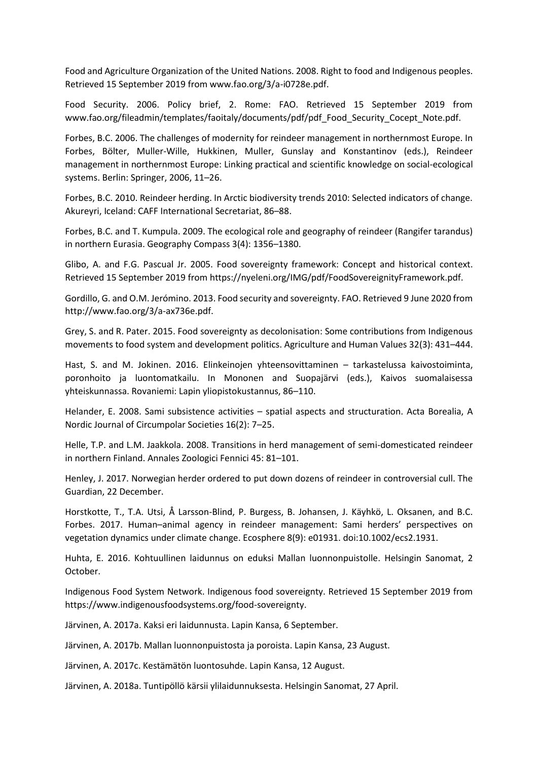Food and Agriculture Organization of the United Nations. 2008. Right to food and Indigenous peoples. Retrieved 15 September 2019 from www.fao.org/3/a-i0728e.pdf.

Food Security. 2006. Policy brief, 2. Rome: FAO. Retrieved 15 September 2019 from www.fao.org/fileadmin/templates/faoitaly/documents/pdf/pdf_Food_Security_Cocept_Note.pdf.

Forbes, B.C. 2006. The challenges of modernity for reindeer management in northernmost Europe. In Forbes, Bölter, Muller-Wille, Hukkinen, Muller, Gunslay and Konstantinov (eds.), Reindeer management in northernmost Europe: Linking practical and scientific knowledge on social-ecological systems. Berlin: Springer, 2006, 11–26.

Forbes, B.C. 2010. Reindeer herding. In Arctic biodiversity trends 2010: Selected indicators of change. Akureyri, Iceland: CAFF International Secretariat, 86–88.

Forbes, B.C. and T. Kumpula. 2009. The ecological role and geography of reindeer (Rangifer tarandus) in northern Eurasia. Geography Compass 3(4): 1356–1380.

Glibo, A. and F.G. Pascual Jr. 2005. Food sovereignty framework: Concept and historical context. Retrieved 15 September 2019 from https://nyeleni.org/IMG/pdf/FoodSovereignityFramework.pdf.

Gordillo, G. and O.M. Jerómino. 2013. Food security and sovereignty. FAO. Retrieved 9 June 2020 from http://www.fao.org/3/a-ax736e.pdf.

Grey, S. and R. Pater. 2015. Food sovereignty as decolonisation: Some contributions from Indigenous movements to food system and development politics. Agriculture and Human Values 32(3): 431–444.

Hast, S. and M. Jokinen. 2016. Elinkeinojen yhteensovittaminen – tarkastelussa kaivostoiminta, poronhoito ja luontomatkailu. In Mononen and Suopajärvi (eds.), Kaivos suomalaisessa yhteiskunnassa. Rovaniemi: Lapin yliopistokustannus, 86–110.

Helander, E. 2008. Sami subsistence activities – spatial aspects and structuration. Acta Borealia, A Nordic Journal of Circumpolar Societies 16(2): 7–25.

Helle, T.P. and L.M. Jaakkola. 2008. Transitions in herd management of semi-domesticated reindeer in northern Finland. Annales Zoologici Fennici 45: 81–101.

Henley, J. 2017. Norwegian herder ordered to put down dozens of reindeer in controversial cull. The Guardian, 22 December.

Horstkotte, T., T.A. Utsi, Å Larsson-Blind, P. Burgess, B. Johansen, J. Käyhkö, L. Oksanen, and B.C. Forbes. 2017. Human–animal agency in reindeer management: Sami herders' perspectives on vegetation dynamics under climate change. Ecosphere 8(9): e01931. doi:10.1002/ecs2.1931.

Huhta, E. 2016. Kohtuullinen laidunnus on eduksi Mallan luonnonpuistolle. Helsingin Sanomat, 2 October.

Indigenous Food System Network. Indigenous food sovereignty. Retrieved 15 September 2019 from https://www.indigenousfoodsystems.org/food-sovereignty.

Järvinen, A. 2017a. Kaksi eri laidunnusta. Lapin Kansa, 6 September.

Järvinen, A. 2017b. Mallan luonnonpuistosta ja poroista. Lapin Kansa, 23 August.

Järvinen, A. 2017c. Kestämätön luontosuhde. Lapin Kansa, 12 August.

Järvinen, A. 2018a. Tuntipöllö kärsii ylilaidunnuksesta. Helsingin Sanomat, 27 April.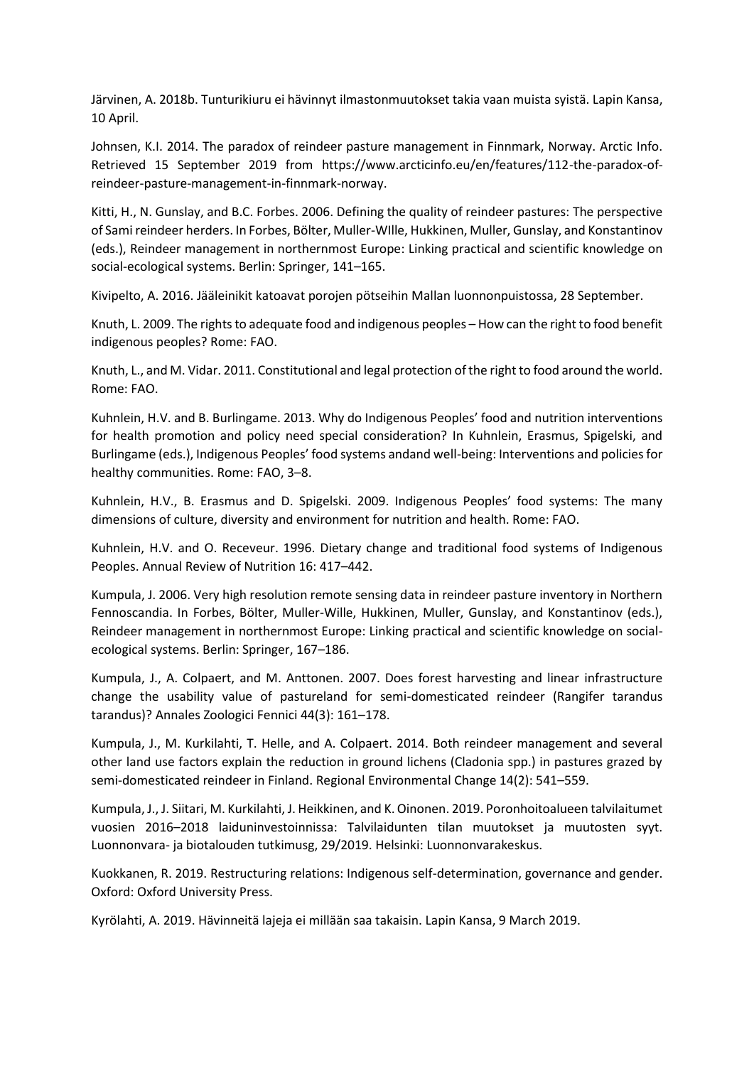Järvinen, A. 2018b. Tunturikiuru ei hävinnyt ilmastonmuutokset takia vaan muista syistä. Lapin Kansa, 10 April.

Johnsen, K.I. 2014. The paradox of reindeer pasture management in Finnmark, Norway. Arctic Info. Retrieved 15 September 2019 from https://www.arcticinfo.eu/en/features/112-the-paradox-of-reindeer-pasture-management-in-finnmark-norway.

Kitti, H., N. Gunslay, and B.C. Forbes. 2006. Defining the quality of reindeer pastures: The perspective of Sami reindeer herders. In Forbes, Bölter, Muller-WIlle, Hukkinen, Muller, Gunslay, and Konstantinov (eds.), Reindeer management in northernmost Europe: Linking practical and scientific knowledge on social-ecological systems. Berlin: Springer, 141–165.

Kivipelto, A. 2016. Jääleinikit katoavat porojen pötseihin Mallan luonnonpuistossa, 28 September.

Knuth, L. 2009. The rights to adequate food and indigenous peoples – How can the right to food benefit indigenous peoples? Rome: FAO.

Knuth, L., and M. Vidar. 2011. Constitutional and legal protection of the right to food around the world. Rome: FAO.

Kuhnlein, H.V. and B. Burlingame. 2013. Why do Indigenous Peoples' food and nutrition interventions for health promotion and policy need special consideration? In Kuhnlein, Erasmus, Spigelski, and Burlingame (eds.), Indigenous Peoples' food systems andand well-being: Interventions and policies for healthy communities. Rome: FAO, 3–8.

Kuhnlein, H.V., B. Erasmus and D. Spigelski. 2009. Indigenous Peoples' food systems: The many dimensions of culture, diversity and environment for nutrition and health. Rome: FAO.

Kuhnlein, H.V. and O. Receveur. 1996. Dietary change and traditional food systems of Indigenous Peoples. Annual Review of Nutrition 16: 417–442.

Kumpula, J. 2006. Very high resolution remote sensing data in reindeer pasture inventory in Northern Fennoscandia. In Forbes, Bölter, Muller-Wille, Hukkinen, Muller, Gunslay, and Konstantinov (eds.), Reindeer management in northernmost Europe: Linking practical and scientific knowledge on social-ecological systems. Berlin: Springer, 167–186.

Kumpula, J., A. Colpaert, and M. Anttonen. 2007. Does forest harvesting and linear infrastructure change the usability value of pastureland for semi-domesticated reindeer (Rangifer tarandus tarandus)? Annales Zoologici Fennici 44(3): 161–178.

Kumpula, J., M. Kurkilahti, T. Helle, and A. Colpaert. 2014. Both reindeer management and several other land use factors explain the reduction in ground lichens (Cladonia spp.) in pastures grazed by semi-domesticated reindeer in Finland. Regional Environmental Change 14(2): 541–559.

Kumpula, J., J. Siitari, M. Kurkilahti, J. Heikkinen, and K. Oinonen. 2019. Poronhoitoalueen talvilaitumet vuosien 2016–2018 laiduninvestoinnissa: Talvilaidunten tilan muutokset ja muutosten syyt. Luonnonvara- ja biotalouden tutkimusg, 29/2019. Helsinki: Luonnonvarakeskus.

Kuokkanen, R. 2019. Restructuring relations: Indigenous self-determination, governance and gender. Oxford: Oxford University Press.

Kyrölahti, A. 2019. Hävinneitä lajeja ei millään saa takaisin. Lapin Kansa, 9 March 2019.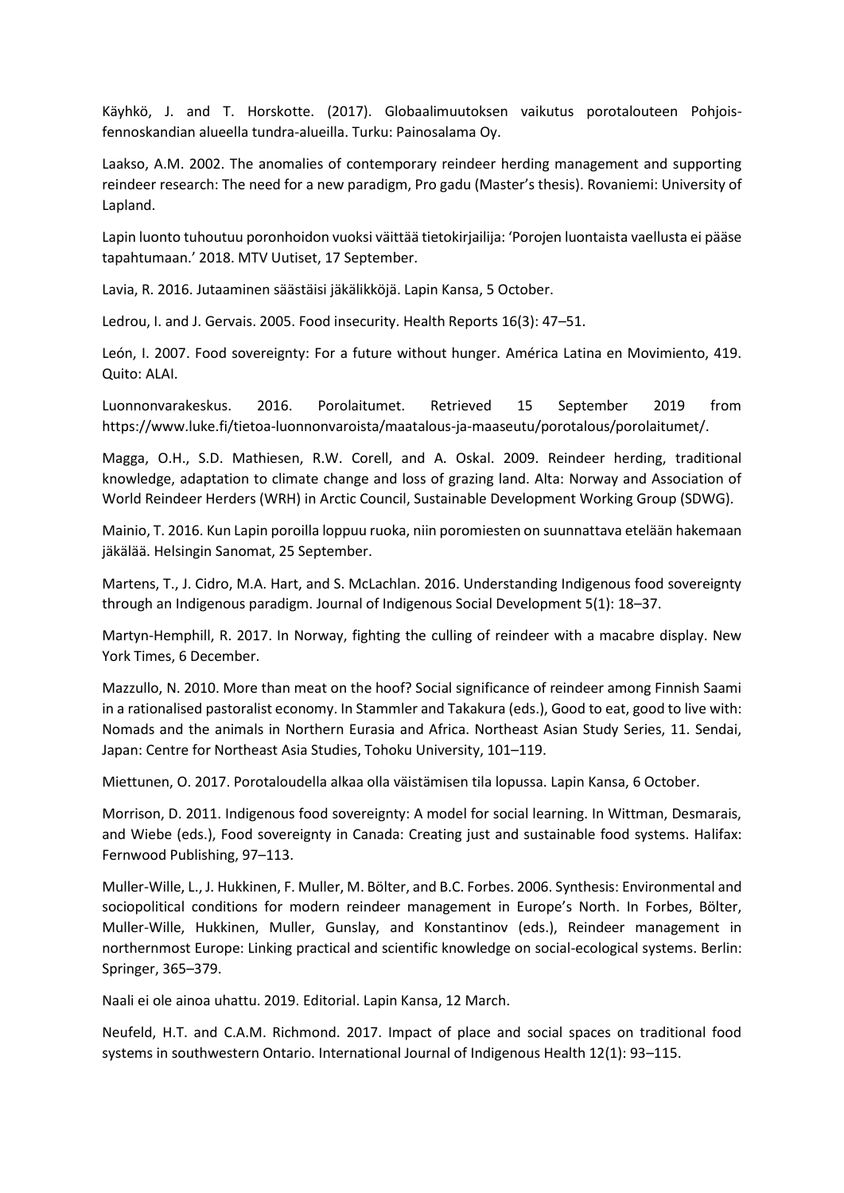Käyhkö, J. and T. Horskotte. (2017). Globaalimuutoksen vaikutus porotalouteen Pohjois-fennoskandian alueella tundra-alueilla. Turku: Painosalama Oy.

Laakso, A.M. 2002. The anomalies of contemporary reindeer herding management and supporting reindeer research: The need for a new paradigm, Pro gadu (Master's thesis). Rovaniemi: University of Lapland.

Lapin luonto tuhoutuu poronhoidon vuoksi väittää tietokirjailija: 'Porojen luontaista vaellusta ei pääse tapahtumaan.' 2018. MTV Uutiset, 17 September.

Lavia, R. 2016. Jutaaminen säästäisi jäkälikköjä. Lapin Kansa, 5 October.

Ledrou, I. and J. Gervais. 2005. Food insecurity. Health Reports 16(3): 47–51.

León, I. 2007. Food sovereignty: For a future without hunger. América Latina en Movimiento, 419. Quito: ALAI.

Luonnonvarakeskus. 2016. Porolaitumet. Retrieved 15 September 2019 from https://www.luke.fi/tietoa-luonnonvaroista/maatalous-ja-maaseutu/porotalous/porolaitumet/.

Magga, O.H., S.D. Mathiesen, R.W. Corell, and A. Oskal. 2009. Reindeer herding, traditional knowledge, adaptation to climate change and loss of grazing land. Alta: Norway and Association of World Reindeer Herders (WRH) in Arctic Council, Sustainable Development Working Group (SDWG).

Mainio, T. 2016. Kun Lapin poroilla loppuu ruoka, niin poromiesten on suunnattava etelään hakemaan jäkälää. Helsingin Sanomat, 25 September.

Martens, T., J. Cidro, M.A. Hart, and S. McLachlan. 2016. Understanding Indigenous food sovereignty through an Indigenous paradigm. Journal of Indigenous Social Development 5(1): 18–37.

Martyn-Hemphill, R. 2017. In Norway, fighting the culling of reindeer with a macabre display. New York Times, 6 December.

Mazzullo, N. 2010. More than meat on the hoof? Social significance of reindeer among Finnish Saami in a rationalised pastoralist economy. In Stammler and Takakura (eds.), Good to eat, good to live with: Nomads and the animals in Northern Eurasia and Africa. Northeast Asian Study Series, 11. Sendai, Japan: Centre for Northeast Asia Studies, Tohoku University, 101–119.

Miettunen, O. 2017. Porotaloudella alkaa olla väistämisen tila lopussa. Lapin Kansa, 6 October.

Morrison, D. 2011. Indigenous food sovereignty: A model for social learning. In Wittman, Desmarais, and Wiebe (eds.), Food sovereignty in Canada: Creating just and sustainable food systems. Halifax: Fernwood Publishing, 97–113.

Muller-Wille, L., J. Hukkinen, F. Muller, M. Bölter, and B.C. Forbes. 2006. Synthesis: Environmental and sociopolitical conditions for modern reindeer management in Europe's North. In Forbes, Bölter, Muller-Wille, Hukkinen, Muller, Gunslay, and Konstantinov (eds.), Reindeer management in northernmost Europe: Linking practical and scientific knowledge on social-ecological systems. Berlin: Springer, 365–379.

Naali ei ole ainoa uhattu. 2019. Editorial. Lapin Kansa, 12 March.

Neufeld, H.T. and C.A.M. Richmond. 2017. Impact of place and social spaces on traditional food systems in southwestern Ontario. International Journal of Indigenous Health 12(1): 93–115.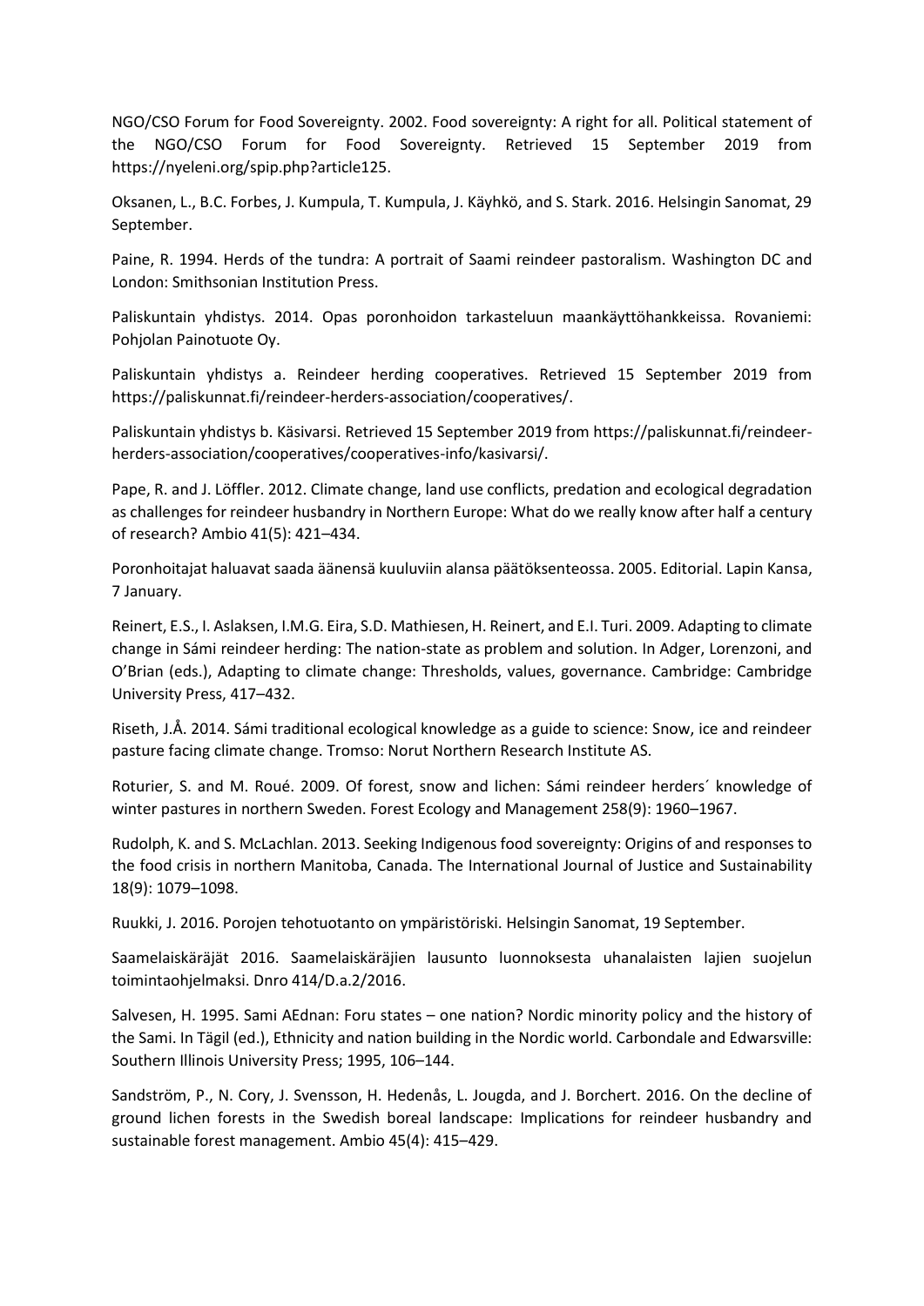NGO/CSO Forum for Food Sovereignty. 2002. Food sovereignty: A right for all. Political statement of the NGO/CSO Forum for Food Sovereignty. Retrieved 15 September 2019 from https://nyeleni.org/spip.php?article125.

Oksanen, L., B.C. Forbes, J. Kumpula, T. Kumpula, J. Käyhkö, and S. Stark. 2016. Helsingin Sanomat, 29 September.

Paine, R. 1994. Herds of the tundra: A portrait of Saami reindeer pastoralism. Washington DC and London: Smithsonian Institution Press.

Paliskuntain yhdistys. 2014. Opas poronhoidon tarkasteluun maankäyttöhankkeissa. Rovaniemi: Pohjolan Painotuote Oy.

Paliskuntain yhdistys a. Reindeer herding cooperatives. Retrieved 15 September 2019 from https://paliskunnat.fi/reindeer-herders-association/cooperatives/.

Paliskuntain yhdistys b. Käsivarsi. Retrieved 15 September 2019 from https://paliskunnat.fi/reindeer-herders-association/cooperatives/cooperatives-info/kasivarsi/.

Pape, R. and J. Löffler. 2012. Climate change, land use conflicts, predation and ecological degradation as challenges for reindeer husbandry in Northern Europe: What do we really know after half a century of research? Ambio 41(5): 421–434.

Poronhoitajat haluavat saada äänensä kuuluviin alansa päätöksenteossa. 2005. Editorial. Lapin Kansa, 7 January.

Reinert, E.S., I. Aslaksen, I.M.G. Eira, S.D. Mathiesen, H. Reinert, and E.I. Turi. 2009. Adapting to climate change in Sámi reindeer herding: The nation-state as problem and solution. In Adger, Lorenzoni, and O'Brian (eds.), Adapting to climate change: Thresholds, values, governance. Cambridge: Cambridge University Press, 417–432.

Riseth, J.Å. 2014. Sámi traditional ecological knowledge as a guide to science: Snow, ice and reindeer pasture facing climate change. Tromso: Norut Northern Research Institute AS.

Roturier, S. and M. Roué. 2009. Of forest, snow and lichen: Sámi reindeer herders´ knowledge of winter pastures in northern Sweden. Forest Ecology and Management 258(9): 1960–1967.

Rudolph, K. and S. McLachlan. 2013. Seeking Indigenous food sovereignty: Origins of and responses to the food crisis in northern Manitoba, Canada. The International Journal of Justice and Sustainability 18(9): 1079–1098.

Ruukki, J. 2016. Porojen tehotuotanto on ympäristöriski. Helsingin Sanomat, 19 September.

Saamelaiskäräjät 2016. Saamelaiskäräjien lausunto luonnoksesta uhanalaisten lajien suojelun toimintaohjelmaksi. Dnro 414/D.a.2/2016.

Salvesen, H. 1995. Sami AEdnan: Foru states – one nation? Nordic minority policy and the history of the Sami. In Tägil (ed.), Ethnicity and nation building in the Nordic world. Carbondale and Edwarsville: Southern Illinois University Press; 1995, 106–144.

Sandström, P., N. Cory, J. Svensson, H. Hedenås, L. Jougda, and J. Borchert. 2016. On the decline of ground lichen forests in the Swedish boreal landscape: Implications for reindeer husbandry and sustainable forest management. Ambio 45(4): 415–429.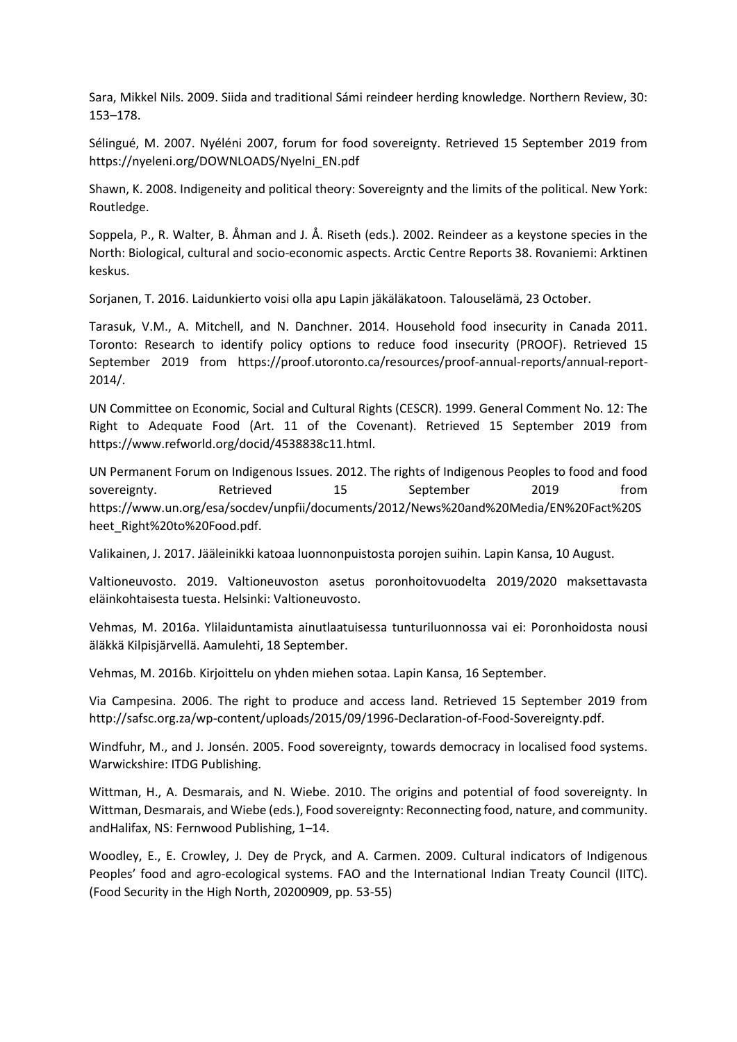Sara, Mikkel Nils. 2009. Siida and traditional Sámi reindeer herding knowledge. Northern Review, 30: 153–178.

Sélingué, M. 2007. Nyéléni 2007, forum for food sovereignty. Retrieved 15 September 2019 from https://nyeleni.org/DOWNLOADS/Nyelni_EN.pdf

Shawn, K. 2008. Indigeneity and political theory: Sovereignty and the limits of the political. New York: Routledge.

Soppela, P., R. Walter, B. Åhman and J. Å. Riseth (eds.). 2002. Reindeer as a keystone species in the North: Biological, cultural and socio-economic aspects. Arctic Centre Reports 38. Rovaniemi: Arktinen keskus.

Sorjanen, T. 2016. Laidunkierto voisi olla apu Lapin jäkäläkatoon. Talouselämä, 23 October.

Tarasuk, V.M., A. Mitchell, and N. Danchner. 2014. Household food insecurity in Canada 2011. Toronto: Research to identify policy options to reduce food insecurity (PROOF). Retrieved 15 September 2019 from https://proof.utoronto.ca/resources/proof-annual-reports/annual-report-2014/.

UN Committee on Economic, Social and Cultural Rights (CESCR). 1999. General Comment No. 12: The Right to Adequate Food (Art. 11 of the Covenant). Retrieved 15 September 2019 from https://www.refworld.org/docid/4538838c11.html.

UN Permanent Forum on Indigenous Issues. 2012. The rights of Indigenous Peoples to food and food sovereignty. Retrieved 15 September 2019 from https://www.un.org/esa/socdev/unpfii/documents/2012/News%20and%20Media/EN%20Fact%20Sheet_Right%20to%20Food.pdf.

Valikainen, J. 2017. Jääleinikki katoaa luonnonpuistosta porojen suihin. Lapin Kansa, 10 August.

Valtioneuvosto. 2019. Valtioneuvoston asetus poronhoitovuodelta 2019/2020 maksettavasta eläinkohtaisesta tuesta. Helsinki: Valtioneuvosto.

Vehmas, M. 2016a. Ylilaiduntamista ainutlaatuisessa tunturiluonnossa vai ei: Poronhoidosta nousi äläkkä Kilpisjärvellä. Aamulehti, 18 September.

Vehmas, M. 2016b. Kirjoittelu on yhden miehen sotaa. Lapin Kansa, 16 September.

Via Campesina. 2006. The right to produce and access land. Retrieved 15 September 2019 from http://safsc.org.za/wp-content/uploads/2015/09/1996-Declaration-of-Food-Sovereignty.pdf.

Windfuhr, M., and J. Jonsén. 2005. Food sovereignty, towards democracy in localised food systems. Warwickshire: ITDG Publishing.

Wittman, H., A. Desmarais, and N. Wiebe. 2010. The origins and potential of food sovereignty. In Wittman, Desmarais, and Wiebe (eds.), Food sovereignty: Reconnecting food, nature, and community. andHalifax, NS: Fernwood Publishing, 1–14.

Woodley, E., E. Crowley, J. Dey de Pryck, and A. Carmen. 2009. Cultural indicators of Indigenous Peoples' food and agro-ecological systems. FAO and the International Indian Treaty Council (IITC). (Food Security in the High North, 20200909, pp. 53-55)